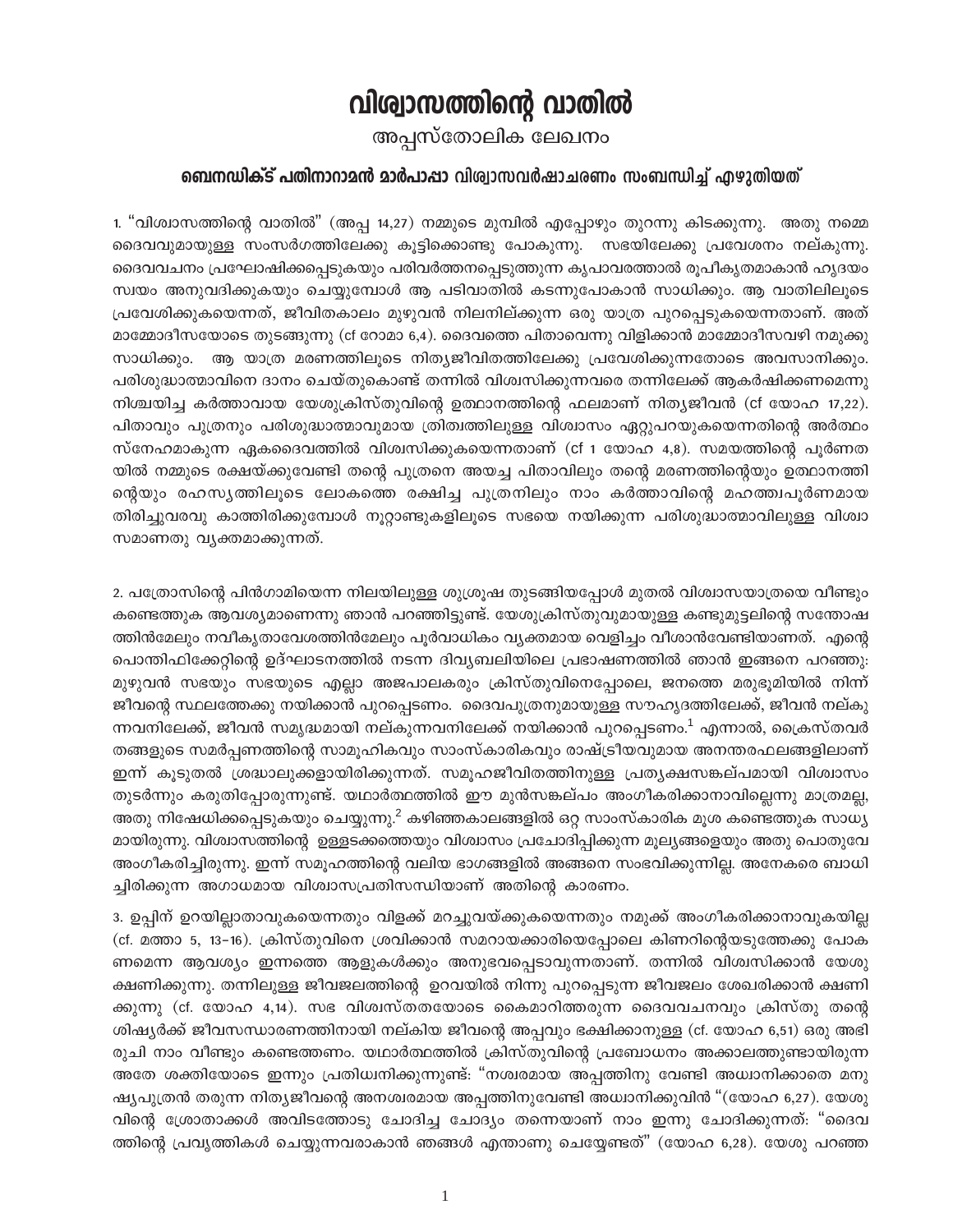# വിശ്വാസത്തിന്റെ വാതിൽ

## അപ്പസ്തോലിക ലേഖനം

### ബെനഡിക്ട് പതിനാറാമൻ മാർപാപ്പാ വിശ്വാസവർഷാചരണം സംബന്ധിച്ച് എഴുതിയത്

1. "വിശ്വാസത്തിന്റെ വാതിൽ" (അപ്പ 14,27) നമ്മുടെ മുമ്പിൽ എപ്പോഴും തുറന്നു കിടക്കുന്നു. അതു നമ്മെ ദൈവവുമായുള്ള സംസർഗത്തിലേക്കു കൂട്ടിക്കൊണ്ടു പോകുന്നു. സഭയിലേക്കു പ്രവേശനം നല്കുന്നു. ദൈവവചനം പ്രഘോഷിക്കപ്പെടുകയും പരിവർത്തനപ്പെടുത്തുന്ന കൃപാവരത്താൽ രൂപീകൃതമാകാൻ ഹൃദയം സ്വയം അനുവദിക്കുകയും ചെയ്യുമ്പോൾ ആ പടിവാതിൽ കടന്നുപോകാൻ സാധിക്കും. ആ വാതിലിലൂടെ പ്രവേശിക്കുകയെന്നത്, ജീവിതകാലം മുഴുവൻ നിലനില്ക്കുന്ന ഒരു യാത്ര പുറപ്പെടുകയെന്നതാണ്. അത് മാമ്മോദീസയോടെ തുടങ്ങുന്നു (cf റോമാ 6,4). ദൈവത്തെ പിതാവെന്നു വിളിക്കാൻ മാമ്മോദീസവഴി നമുക്കു സാധിക്കും. ആ യാത്ര മരണത്തിലൂടെ നിത്യജീവിതത്തിലേക്കു പ്രവേശിക്കുന്നതോടെ അവസാനിക്കും. പരിശുദ്ധാത്മാവിനെ ദാനം ചെയ്തുകൊണ്ട് തന്നിൽ വിശ്വസിക്കുന്നവരെ തന്നിലേക്ക് ആകർഷിക്കണമെന്നു നിശ്ചയിച്ച കർത്താവായ യേശുക്രിസ്തുവിന്റെ ഉത്ഥാനത്തിന്റെ ഫലമാണ് നിത്യജീവൻ (cf യോഹ 17,22). പിതാവും പുത്രനും പരിശുദ്ധാത്മാവുമായ ത്രിത്വത്തിലുള്ള വിശ്വാസം ഏറ്റുപറയുകയെന്നതിന്റെ അർത്ഥം സ്നേഹമാകുന്ന ഏകദൈവത്തിൽ വിശ്വസിക്കുകയെന്നതാണ് (cf 1 യോഹ 4,8). സമയത്തിന്റെ പൂർണത യിൽ നമ്മുടെ രക്ഷയ്ക്കുവേണ്ടി തന്റെ പുത്രനെ അയച്ച പിതാവിലും തന്റെ മരണത്തിന്റെയും ഉത്ഥാനത്തി ന്റെയും രഹസ്യത്തിലൂടെ ലോകത്തെ രക്ഷിച്ച പുത്രനിലും നാം കർത്താവിന്റെ മഹത്ത്വപൂർണമായ തിരിച്ചുവരവു കാത്തിരിക്കുമ്പോൾ നൂറ്റാണ്ടുകളിലൂടെ സഭയെ നയിക്കുന്ന പരിശുദ്ധാത്മാവിലുള്ള വിശ്വാ സമാണതു വ്യക്തമാക്കുന്നത്.

2. പത്രോസിന്റെ പിൻഗാമിയെന്ന നിലയിലുള്ള ശുശ്രൂഷ തുടങ്ങിയപ്പോൾ മുതൽ വിശ്വാസയാത്രയെ വീണ്ടും കണ്ടെത്തുക ആവശ്യമാണെന്നു ഞാൻ പറഞ്ഞിട്ടുണ്ട്. യേശുക്രിസ്തുവുമായുള്ള കണ്ടുമുട്ടലിന്റെ സന്തോഷ ത്തിൻമേലും നവീകൃതാവേശത്തിൻമേലും പൂർവാധികം വ്യക്തമായ വെളിച്ചം വീശാൻവേണ്ടിയാണത്. എന്റെ പൊന്തിഫിക്കേറ്റിന്റെ ഉദ്ഘാടനത്തിൽ നടന്ന ദിവ്യബലിയിലെ പ്രഭാഷണത്തിൽ ഞാൻ ഇങ്ങനെ പറഞ്ഞു: മുഴുവൻ സഭയും സഭയുടെ എല്ലാ അജപാലകരും ക്രിസ്തുവിനെപ്പോലെ, ജനത്തെ മരുഭൂമിയിൽ നിന്ന് ജീവന്റെ സ്ഥലത്തേക്കു നയിക്കാൻ പുറപ്പെടണം. ദൈവപുത്രനുമായുള്ള സൗഹൃദത്തിലേക്ക്, ജീവൻ നല്കു ന്നവനിലേക്ക്, ജീവൻ സമൃദ്ധമായി നല്കുന്നവനിലേക്ക് നയിക്കാൻ പുറപ്പെടണം.[1] എന്നാൽ, ക്രൈസ്തവർ തങ്ങളുടെ സമർപ്പണത്തിന്റെ സാമൂഹികവും സാംസ്കാരികവും രാഷ്ട്രീയവുമായ അനന്തരഫലങ്ങളിലാണ് ഇന്ന് കൂടുതൽ ശ്രദ്ധാലുക്കളായിരിക്കുന്നത്. സമൂഹജീവിതത്തിനുള്ള പ്രത്യക്ഷസങ്കല്പമായി വിശ്വാസം തുടർന്നും കരുതിപ്പോരുന്നുണ്ട്. യഥാർത്ഥത്തിൽ ഈ മുൻസങ്കല്പം അംഗീകരിക്കാനാവില്ലെന്നു മാത്രമല്ല, അതു നിഷേധിക്കപ്പെടുകയും ചെയ്യുന്നു.[2] കഴിഞ്ഞകാലങ്ങളിൽ ഒറ്റ സാംസ്കാരിക മൂശ കണ്ടെത്തുക സാധ്യ മായിരുന്നു. വിശ്വാസത്തിന്റെ ഉള്ളടക്കത്തെയും വിശ്വാസം പ്രചോദിപ്പിക്കുന്ന മൂല്യങ്ങളെയും അതു പൊതുവേ അംഗീകരിച്ചിരുന്നു. ഇന്ന് സമൂഹത്തിന്റെ വലിയ ഭാഗങ്ങളിൽ അങ്ങനെ സംഭവിക്കുന്നില്ല. അനേകരെ ബാധി ച്ചിരിക്കുന്ന അഗാധമായ വിശ്വാസപ്രതിസന്ധിയാണ് അതിന്റെ കാരണം.

3. ഉപ്പിന് ഉറയില്ലാതാവുകയെന്നതും വിളക്ക് മറച്ചുവയ്ക്കുകയെന്നതും നമുക്ക് അംഗീകരിക്കാനാവുകയില്ല (cf. മത്താ 5, 13-16). ക്രിസ്തുവിനെ ശ്രവിക്കാൻ സമറായക്കാരിയെപ്പോലെ കിണറിന്റെയടുത്തേക്കു പോക ണമെന്ന ആവശ്യം ഇന്നത്തെ ആളുകൾക്കും അനുഭവപ്പെടാവുന്നതാണ്. തന്നിൽ വിശ്വസിക്കാൻ യേശു ക്ഷണിക്കുന്നു. തന്നിലുള്ള ജീവജലത്തിന്റെ ഉറവയിൽ നിന്നു പുറപ്പെടുന്ന ജീവജലം ശേഖരിക്കാൻ ക്ഷണി ക്കുന്നു (cf. യോഹ 4,14). സഭ വിശ്വസ്തതയോടെ കൈമാറിത്തരുന്ന ദൈവവചനവും ക്രിസ്തു തന്റെ ശിഷ്യർക്ക് ജീവസന്ധാരണത്തിനായി നല്കിയ ജീവന്റെ അപ്പവും ഭക്ഷിക്കാനുള്ള (cf. യോഹ 6,51) ഒരു അഭി രുചി നാം വീണ്ടും കണ്ടെത്തണം. യഥാർത്ഥത്തിൽ ക്രിസ്തുവിന്റെ പ്രബോധനം അക്കാലത്തുണ്ടായിരുന്ന അതേ ശക്തിയോടെ ഇന്നും പ്രതിധ്വനിക്കുന്നുണ്ട്: "നശ്വരമായ അപ്പത്തിനു വേണ്ടി അധ്വാനിക്കാതെ മനു ഷ്യപുത്രൻ തരുന്ന നിത്യജീവന്റെ അനശ്വരമായ അപ്പത്തിനുവേണ്ടി അധ്വാനിക്കുവിൻ "(യോഹ 6,27). യേശു വിന്റെ ശ്രോതാക്കൾ അവിടത്തോടു ചോദിച്ച ചോദ്യം തന്നെയാണ് നാം ഇന്നു ചോദിക്കുന്നത്: "ദൈവ ത്തിന്റെ പ്രവൃത്തികൾ ചെയ്യുന്നവരാകാൻ ഞങ്ങൾ എന്താണു ചെയ്യേണ്ടത്" (യോഹ 6,28). യേശു പറഞ്ഞ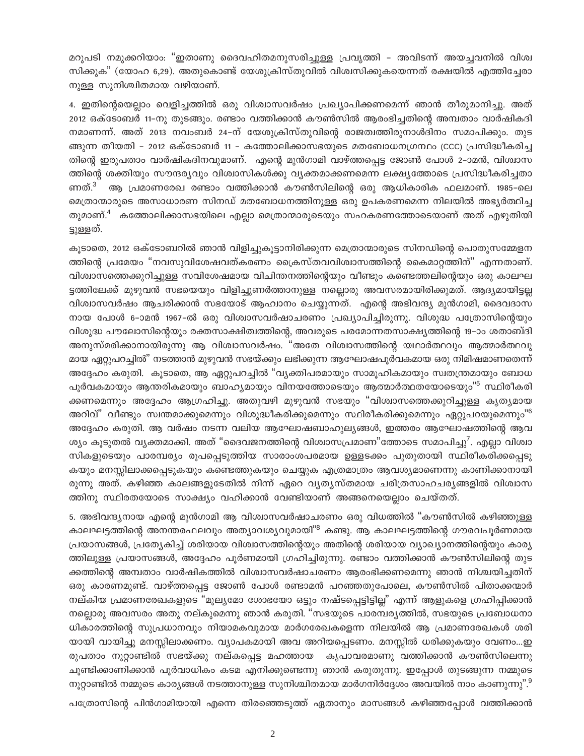മറുപടി നമുക്കറിയാം: "ഇതാണു ദൈവഹിതമനുസരിച്ചുള്ള പ്രവൃത്തി - അവിടന്ന് അയച്ചവനിൽ വിശ്വസിക്കുക" (യോഹ 6,29). അതുകൊണ്ട് യേശുക്രിസ്തുവിൽ വിശ്വസിക്കുകയെന്നത് രക്ഷയിൽ എത്തിച്ചേരാനുള്ള സുനിശ്ചിതമായ വഴിയാണ്.

4. ഇതിന്റെയെല്ലാം വെളിച്ചത്തിൽ ഒരു വിശ്വാസവർഷം പ്രഖ്യാപിക്കണമെന്ന് ഞാൻ തീരുമാനിച്ചു. അത് 2012 ഒക്ടോബർ 11-നു തുടങ്ങും. രണ്ടാം വത്തിക്കാൻ കൗൺസിൽ ആരംഭിച്ചതിന്റെ അമ്പതാം വാർഷികദിനമാണന്ന്. അത് 2013 നവംബർ 24-ന് യേശുക്രിസ്തുവിന്റെ രാജത്വത്തിരുനാൾദിനം സമാപിക്കും. തുടങ്ങുന്ന തീയതി - 2012 ഒക്ടോബർ 11 - കത്തോലിക്കാസഭയുടെ മതബോധനഗ്രന്ഥം (CCC) പ്രസിദ്ധീകരിച്ചതിന്റെ ഇരുപതാം വാർഷികദിനവുമാണ്. എന്റെ മുൻഗാമി വാഴ്ത്തപ്പെട്ട ജോൺ പോൾ 2-ാമൻ, വിശ്വാസത്തിന്റെ ശക്തിയും സൗന്ദര്യവും വിശ്വാസികൾക്കു വ്യക്തമാക്കണമെന്ന ലക്ഷ്യത്തോടെ പ്രസിദ്ധീകരിച്ചതാണത്.[3] ആ പ്രമാണരേഖ രണ്ടാം വത്തിക്കാൻ കൗൺസിലിന്റെ ഒരു ആധികാരിക ഫലമാണ്. 1985-ലെ മെത്രാന്മാരുടെ അസാധാരണ സിനഡ് മതബോധനത്തിനുള്ള ഒരു ഉപകരണമെന്ന നിലയിൽ അഭ്യർത്ഥിച്ചതുമാണ്.[4] കത്തോലിക്കാസഭയിലെ എല്ലാ മെത്രാന്മാരുടെയും സഹകരണത്തോടെയാണ് അത് എഴുതിയിട്ടുള്ളത്.

കൂടാതെ, 2012 ഒക്ടോബറിൽ ഞാൻ വിളിച്ചുകൂട്ടാനിരിക്കുന്ന മെത്രാന്മാരുടെ സിനഡിന്റെ പൊതുസമ്മേളനത്തിന്റെ പ്രമേയം "നവസുവിശേഷവത്കരണം ക്രൈസ്തവവിശ്വാസത്തിന്റെ കൈമാറ്റത്തിന്" എന്നതാണ്. വിശ്വാസത്തെക്കുറിച്ചുള്ള സവിശേഷമായ വിചിന്തനത്തിന്റെയും വീണ്ടും കണ്ടെത്തലിന്റെയും ഒരു കാലഘട്ടത്തിലേക്ക് മുഴുവൻ സഭയെയും വിളിച്ചുണർത്താനുള്ള നല്ലൊരു അവസരമായിരിക്കുമത്. ആദ്യമായിട്ടല്ല വിശ്വാസവർഷം ആചരിക്കാൻ സഭയോട് ആഹ്വാനം ചെയ്യുന്നത്. എന്റെ അഭിവന്ദ്യ മുൻഗാമി, ദൈവദാസനായ പോൾ 6-ാമൻ 1967-ൽ ഒരു വിശ്വാസവർഷാചരണം പ്രഖ്യാപിച്ചിരുന്നു. വിശുദ്ധ പത്രോസിന്റെയും വിശുദ്ധ പൗലോസിന്റെയും രക്തസാക്ഷിത്വത്തിന്റെ, അവരുടെ പരമോന്നതസാക്ഷ്യത്തിന്റെ 19-ാം ശതാബ്ദി അനുസ്മരിക്കാനായിരുന്നു ആ വിശ്വാസവർഷം. "അതേ വിശ്വാസത്തിന്റെ യഥാർത്ഥവും ആത്മാർത്ഥവുമായ ഏറ്റുപറച്ചിൽ" നടത്താൻ മുഴുവൻ സഭയ്ക്കും ലഭിക്കുന്ന ആഘോഷപൂർവകമായ ഒരു നിമിഷമാണതെന്ന് അദ്ദേഹം കരുതി. കൂടാതെ, ആ ഏറ്റുപറച്ചിൽ "വ്യക്തിപരമായും സാമൂഹികമായും സ്വതന്ത്രമായും ബോധപൂർവകമായും ആന്തരികമായും ബാഹ്യമായും വിനയത്തോടെയും ആത്മാർത്ഥതയോടെയും"[5] സ്ഥിരീകരിക്കണമെന്നും അദ്ദേഹം ആഗ്രഹിച്ചു. അതുവഴി മുഴുവൻ സഭയും "വിശ്വാസത്തെക്കുറിച്ചുള്ള കൃത്യമായ അറിവ്" വീണ്ടും സ്വന്തമാക്കുമെന്നും വിശുദ്ധീകരിക്കുമെന്നും സ്ഥിരീകരിക്കുമെന്നും ഏറ്റുപറയുമെന്നും"[6] അദ്ദേഹം കരുതി. ആ വർഷം നടന്ന വലിയ ആഘോഷബാഹുല്യങ്ങൾ, ഇത്തരം ആഘോഷത്തിന്റെ ആവശ്യം കൂടുതൽ വ്യക്തമാക്കി. അത് "ദൈവജനത്തിന്റെ വിശ്വാസപ്രമാണ"ത്തോടെ സമാപിച്ചു[7]. എല്ലാ വിശ്വാസികളുടെയും പാരമ്പര്യം രൂപപ്പെടുത്തിയ സാരാംശപരമായ ഉള്ളടക്കം പുതുതായി സ്ഥിരീകരിക്കപ്പെടുകയും മനസ്സിലാക്കപ്പെടുകയും കണ്ടെത്തുകയും ചെയ്യുക എത്രമാത്രം ആവശ്യമാണെന്നു കാണിക്കാനായിരുന്നു അത്. കഴിഞ്ഞ കാലങ്ങളുടേതിൽ നിന്ന് ഏറെ വ്യത്യസ്തമായ ചരിത്രസാഹചര്യങ്ങളിൽ വിശ്വാസത്തിനു സ്ഥിരതയോടെ സാക്ഷ്യം വഹിക്കാൻ വേണ്ടിയാണ് അങ്ങനെയെല്ലാം ചെയ്തത്.

5. അഭിവന്ദ്യനായ എന്റെ മുൻഗാമി ആ വിശ്വാസവർഷാചരണം ഒരു വിധത്തിൽ "കൗൺസിൽ കഴിഞ്ഞുള്ള കാലഘട്ടത്തിന്റെ അനന്തരഫലവും അത്യാവശ്യവുമായി"[8] കണ്ടു. ആ കാലഘട്ടത്തിന്റെ ഗൗരവപൂർണമായ പ്രയാസങ്ങൾ, പ്രത്യേകിച്ച് ശരിയായ വിശ്വാസത്തിന്റെയും അതിന്റെ ശരിയായ വ്യാഖ്യാനത്തിന്റെയും കാര്യത്തിലുള്ള പ്രയാസങ്ങൾ, അദ്ദേഹം പൂർണമായി ഗ്രഹിച്ചിരുന്നു. രണ്ടാം വത്തിക്കാൻ കൗൺസിലിന്റെ തുടക്കത്തിന്റെ അമ്പതാം വാർഷികത്തിൽ വിശ്വാസവർഷാചരണം ആരംഭിക്കണമെന്നു ഞാൻ നിശ്ചയിച്ചതിന് ഒരു കാരണമുണ്ട്. വാഴ്ത്തപ്പെട്ട ജോൺ പോൾ രണ്ടാമൻ പറഞ്ഞതുപോലെ, കൗൺസിൽ പിതാക്കന്മാർ നല്കിയ പ്രമാണരേഖകളുടെ "മൂല്യമോ ശോഭയോ ഒട്ടും നഷ്ടപ്പെട്ടിട്ടില്ല" എന്ന് ആളുകളെ ഗ്രഹിപ്പിക്കാൻ നല്ലൊരു അവസരം അതു നല്കുമെന്നു ഞാൻ കരുതി. "സഭയുടെ പാരമ്പര്യത്തിൽ, സഭയുടെ പ്രബോധനാധികാരത്തിന്റെ സുപ്രധാനവും നിയാമകവുമായ മാർഗരേഖകളെന്ന നിലയിൽ ആ പ്രമാണരേഖകൾ ശരിയായി വായിച്ചു മനസ്സിലാക്കണം. വ്യാപകമായി അവ അറിയപ്പെടണം. മനസ്സിൽ ധരിക്കുകയും വേണം...ഇരുപതാം നൂറ്റാണ്ടിൽ സഭയ്ക്കു നല്കപ്പെട്ട മഹത്തായ കൃപാവരമാണു വത്തിക്കാൻ കൗൺസിലെന്നു ചൂണ്ടിക്കാണിക്കാൻ പൂർവാധികം കടമ എനിക്കുണ്ടെന്നു ഞാൻ കരുതുന്നു. ഇപ്പോൾ തുടങ്ങുന്ന നമ്മുടെ നൂറ്റാണ്ടിൽ നമ്മുടെ കാര്യങ്ങൾ നടത്താനുള്ള സുനിശ്ചിതമായ മാർഗനിർദ്ദേശം അവയിൽ നാം കാണുന്നു".[9]

പത്രോസിന്റെ പിൻഗാമിയായി എന്നെ തിരഞ്ഞെടുത്ത് ഏതാനും മാസങ്ങൾ കഴിഞ്ഞപ്പോൾ വത്തിക്കാൻ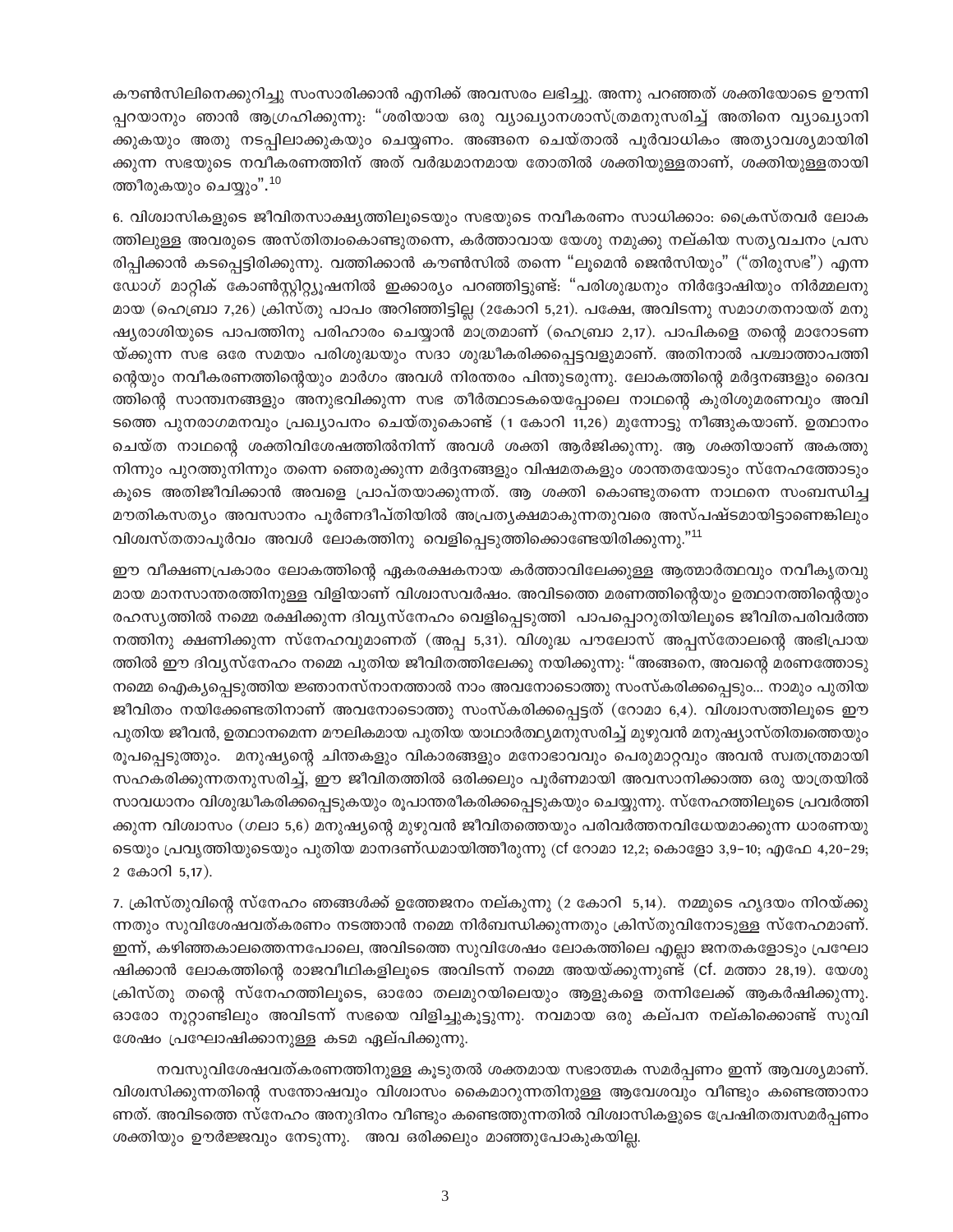കൗൺസിലിനെക്കുറിച്ചു സംസാരിക്കാൻ എനിക്ക് അവസരം ലഭിച്ചു. അന്നു പറഞ്ഞത് ശക്തിയോടെ ഊന്നി പ്പറയാനും ഞാൻ ആഗ്രഹിക്കുന്നു: "ശരിയായ ഒരു വ്യാഖ്യാനശാസ്ത്രമനുസരിച്ച് അതിനെ വ്യാഖ്യാനി ക്കുകയും അതു നടപ്പിലാക്കുകയും ചെയ്യണം. അങ്ങനെ ചെയ്താൽ പൂർവാധികം അത്യാവശ്യമായിരി ക്കുന്ന സഭയുടെ നവീകരണത്തിന് അത് വർദ്ധമാനമായ തോതിൽ ശക്തിയുള്ളതാണ്, ശക്തിയുള്ളതായി ത്തീരുകയും ചെയ്യും".[10]

6. വിശ്വാസികളുടെ ജീവിതസാക്ഷ്യത്തിലൂടെയും സഭയുടെ നവീകരണം സാധിക്കാം: ക്രൈസ്തവർ ലോക ത്തിലുള്ള അവരുടെ അസ്തിത്വംകൊണ്ടുതന്നെ, കർത്താവായ യേശു നമുക്കു നല്കിയ സത്യവചനം പ്രസ രിപ്പിക്കാൻ കടപ്പെട്ടിരിക്കുന്നു. വത്തിക്കാൻ കൗൺസിൽ തന്നെ "ലൂമെൻ ജെൻസിയും" ("തിരുസഭ") എന്ന ഡോഗ് മാറ്റിക് കോൺസ്റ്റിറ്റ്യൂഷനിൽ ഇക്കാര്യം പറഞ്ഞിട്ടുണ്ട്: "പരിശുദ്ധനും നിർദ്ദോഷിയും നിർമ്മലനു മായ (ഹെബ്രാ 7,26) ക്രിസ്തു പാപം അറിഞ്ഞിട്ടില്ല (2കോറി 5,21). പക്ഷേ, അവിടന്നു സമാഗതനായത് മനു ഷ്യരാശിയുടെ പാപത്തിനു പരിഹാരം ചെയ്യാൻ മാത്രമാണ് (ഹെബ്രാ 2,17). പാപികളെ തന്റെ മാറോടണ യ്ക്കുന്ന സഭ ഒരേ സമയം പരിശുദ്ധയും സദാ ശുദ്ധീകരിക്കപ്പെട്ടവളുമാണ്. അതിനാൽ പശ്ചാത്താപത്തി ന്റെയും നവീകരണത്തിന്റെയും മാർഗം അവൾ നിരന്തരം പിന്തുടരുന്നു. ലോകത്തിന്റെ മർദ്ദനങ്ങളും ദൈവ ത്തിന്റെ സാന്ത്വനങ്ങളും അനുഭവിക്കുന്ന സഭ തീർത്ഥാടകയെപ്പോലെ നാഥന്റെ കുരിശുമരണവും അവി ടത്തെ പുനരാഗമനവും പ്രഖ്യാപനം ചെയ്തുകൊണ്ട് (1 കോറി 11,26) മുന്നോട്ടു നീങ്ങുകയാണ്. ഉത്ഥാനം ചെയ്ത നാഥന്റെ ശക്തിവിശേഷത്തിൽനിന്ന് അവൾ ശക്തി ആർജിക്കുന്നു. ആ ശക്തിയാണ് അകത്തു നിന്നും പുറത്തുനിന്നും തന്നെ ഞെരുക്കുന്ന മർദ്ദനങ്ങളും വിഷമതകളും ശാന്തതയോടും സ്നേഹത്തോടും കൂടെ അതിജീവിക്കാൻ അവളെ പ്രാപ്തയാക്കുന്നത്. ആ ശക്തി കൊണ്ടുതന്നെ നാഥനെ സംബന്ധിച്ച മൗതികസത്യം അവസാനം പൂർണദീപ്തിയിൽ അപ്രത്യക്ഷമാകുന്നതുവരെ അസ്പഷ്ടമായിട്ടാണെങ്കിലും വിശ്വസ്തതാപൂർവം അവൾ ലോകത്തിനു വെളിപ്പെടുത്തിക്കൊണ്ടേയിരിക്കുന്നു."[11]

ഈ വീക്ഷണപ്രകാരം ലോകത്തിന്റെ ഏകരക്ഷകനായ കർത്താവിലേക്കുള്ള ആത്മാർത്ഥവും നവീകൃതവു മായ മാനസാന്തരത്തിനുള്ള വിളിയാണ് വിശ്വാസവർഷം. അവിടത്തെ മരണത്തിന്റെയും ഉത്ഥാനത്തിന്റെയും രഹസ്യത്തിൽ നമ്മെ രക്ഷിക്കുന്ന ദിവ്യസ്നേഹം വെളിപ്പെടുത്തി പാപപ്പൊറുതിയിലൂടെ ജീവിതപരിവർത്ത നത്തിനു ക്ഷണിക്കുന്ന സ്നേഹവുമാണത് (അപ്പ 5,31). വിശുദ്ധ പൗലോസ് അപ്പസ്തോലന്റെ അഭിപ്രായ ത്തിൽ ഈ ദിവ്യസ്നേഹം നമ്മെ പുതിയ ജീവിതത്തിലേക്കു നയിക്കുന്നു: "അങ്ങനെ, അവന്റെ മരണത്തോടു നമ്മെ ഐക്യപ്പെടുത്തിയ ജ്ഞാനസ്നാനത്താൽ നാം അവനോടൊത്തു സംസ്കരിക്കപ്പെട്ടു... നാമും പുതിയ ജീവിതം നയിക്കേണ്ടതിനാണ് അവനോടൊത്തു സംസ്കരിക്കപ്പെട്ടത് (റോമാ 6,4). വിശ്വാസത്തിലൂടെ ഈ പുതിയ ജീവൻ, ഉത്ഥാനമെന്ന മൗലികമായ പുതിയ യാഥാർത്ഥ്യമനുസരിച്ച് മുഴുവൻ മനുഷ്യാസ്തിത്വത്തെയും രൂപപ്പെടുത്തും. മനുഷ്യന്റെ ചിന്തകളും വികാരങ്ങളും മനോഭാവവും പെരുമാറ്റവും അവൻ സ്വതന്ത്രമായി സഹകരിക്കുന്നതനുസരിച്ച്, ഈ ജീവിതത്തിൽ ഒരിക്കലും പൂർണമായി അവസാനിക്കാത്ത ഒരു യാത്രയിൽ സാവധാനം വിശുദ്ധീകരിക്കപ്പെടുകയും രൂപാന്തരീകരിക്കപ്പെടുകയും ചെയ്യുന്നു. സ്നേഹത്തിലൂടെ പ്രവർത്തി ക്കുന്ന വിശ്വാസം (ഗലാ 5,6) മനുഷ്യന്റെ മുഴുവൻ ജീവിതത്തെയും പരിവർത്തനവിധേയമാക്കുന്ന ധാരണയു ടെയും പ്രവൃത്തിയുടെയും പുതിയ മാനദണ്ഡമായിത്തീരുന്നു (cf റോമാ 12,2; കൊളോ 3,9-10; എഫേ 4,20-29; 2 കോറി 5,17).

7. ക്രിസ്തുവിന്റെ സ്നേഹം ഞങ്ങൾക്ക് ഉത്തേജനം നല്കുന്നു (2 കോറി 5,14). നമ്മുടെ ഹൃദയം നിറയ്ക്കു ന്നതും സുവിശേഷവത്കരണം നടത്താൻ നമ്മെ നിർബന്ധിക്കുന്നതും ക്രിസ്തുവിനോടുള്ള സ്നേഹമാണ്. ഇന്ന്, കഴിഞ്ഞകാലത്തെന്നപോലെ, അവിടത്തെ സുവിശേഷം ലോകത്തിലെ എല്ലാ ജനതകളോടും പ്രഘോ ഷിക്കാൻ ലോകത്തിന്റെ രാജവീഥികളിലൂടെ അവിടന്ന് നമ്മെ അയയ്ക്കുന്നുണ്ട് (cf. മത്താ 28,19). യേശു ക്രിസ്തു തന്റെ സ്നേഹത്തിലൂടെ, ഓരോ തലമുറയിലെയും ആളുകളെ തന്നിലേക്ക് ആകർഷിക്കുന്നു. ഓരോ നൂറ്റാണ്ടിലും അവിടന്ന് സഭയെ വിളിച്ചുകൂട്ടുന്നു. നവമായ ഒരു കല്പന നല്കിക്കൊണ്ട് സുവി ശേഷം പ്രഘോഷിക്കാനുള്ള കടമ ഏല്പിക്കുന്നു.

നവസുവിശേഷവത്കരണത്തിനുള്ള കൂടുതൽ ശക്തമായ സഭാത്മക സമർപ്പണം ഇന്ന് ആവശ്യമാണ്. വിശ്വസിക്കുന്നതിന്റെ സന്തോഷവും വിശ്വാസം കൈമാറുന്നതിനുള്ള ആവേശവും വീണ്ടും കണ്ടെത്താനാ ണത്. അവിടത്തെ സ്നേഹം അനുദിനം വീണ്ടും കണ്ടെത്തുന്നതിൽ വിശ്വാസികളുടെ പ്രേഷിതത്വസമർപ്പണം ശക്തിയും ഊർജ്ജവും നേടുന്നു. അവ ഒരിക്കലും മാഞ്ഞുപോകുകയില്ല.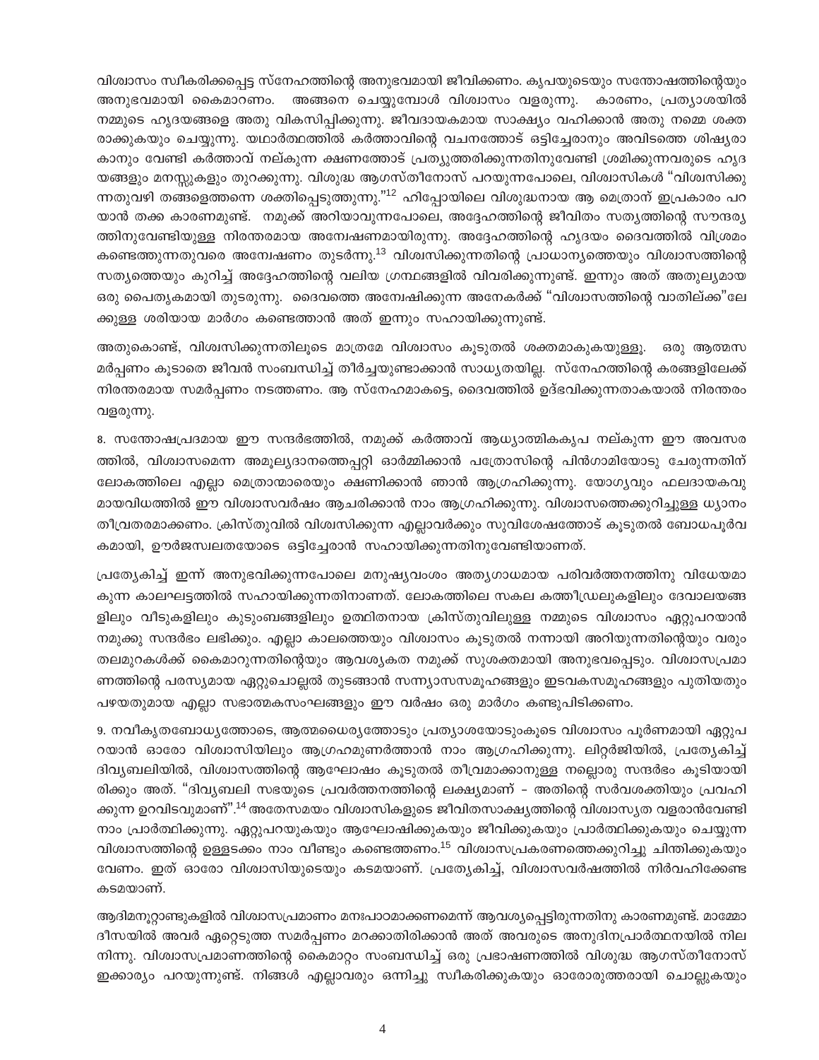വിശ്വാസം സ്വീകരിക്കപ്പെട്ട സ്നേഹത്തിന്റെ അനുഭവമായി ജീവിക്കണം. കൃപയുടെയും സന്തോഷത്തിന്റെയും അനുഭവമായി കൈമാറണം. അങ്ങനെ ചെയ്യുമ്പോൾ വിശ്വാസം വളരുന്നു. കാരണം, പ്രത്യാശയിൽ നമ്മുടെ ഹൃദയങ്ങളെ അതു വികസിപ്പിക്കുന്നു. ജീവദായകമായ സാക്ഷ്യം വഹിക്കാൻ അതു നമ്മെ ശക്തരാക്കുകയും ചെയ്യുന്നു. യഥാർത്ഥത്തിൽ കർത്താവിന്റെ വചനത്തോട് ഒട്ടിച്ചേരാനും അവിടത്തെ ശിഷ്യരാകാനും വേണ്ടി കർത്താവ് നല്കുന്ന ക്ഷണത്തോട് പ്രത്യുത്തരിക്കുന്നതിനുവേണ്ടി ശ്രമിക്കുന്നവരുടെ ഹൃദയങ്ങളും മനസ്സുകളും തുറക്കുന്നു. വിശുദ്ധ ആഗസ്തീനോസ് പറയുന്നപോലെ, വിശ്വാസികൾ "വിശ്വസിക്കുന്നതുവഴി തങ്ങളെത്തന്നെ ശക്തിപ്പെടുത്തുന്നു."[12] ഹിപ്പോയിലെ വിശുദ്ധനായ ആ മെത്രാന് ഇപ്രകാരം പറയാൻ തക്ക കാരണമുണ്ട്. നമുക്ക് അറിയാവുന്നപോലെ, അദ്ദേഹത്തിന്റെ ജീവിതം സത്യത്തിന്റെ സൗന്ദര്യത്തിനുവേണ്ടിയുള്ള നിരന്തരമായ അന്വേഷണമായിരുന്നു. അദ്ദേഹത്തിന്റെ ഹൃദയം ദൈവത്തിൽ വിശ്രമം കണ്ടെത്തുന്നതുവരെ അന്വേഷണം തുടർന്നു.[13] വിശ്വസിക്കുന്നതിന്റെ പ്രാധാന്യത്തെയും വിശ്വാസത്തിന്റെ സത്യത്തെയും കുറിച്ച് അദ്ദേഹത്തിന്റെ വലിയ ഗ്രന്ഥങ്ങളിൽ വിവരിക്കുന്നുണ്ട്. ഇന്നും അത് അതുല്യമായ ഒരു പൈതൃകമായി തുടരുന്നു. ദൈവത്തെ അന്വേഷിക്കുന്ന അനേകർക്ക് "വിശ്വാസത്തിന്റെ വാതില്ക്ക"ലേക്കുള്ള ശരിയായ മാർഗം കണ്ടെത്താൻ അത് ഇന്നും സഹായിക്കുന്നുണ്ട്.

അതുകൊണ്ട്, വിശ്വസിക്കുന്നതിലൂടെ മാത്രമേ വിശ്വാസം കൂടുതൽ ശക്തമാകുകയുള്ളൂ. ഒരു ആത്മസമർപ്പണം കൂടാതെ ജീവൻ സംബന്ധിച്ച് തീർച്ചയുണ്ടാക്കാൻ സാധ്യതയില്ല. സ്നേഹത്തിന്റെ കരങ്ങളിലേക്ക് നിരന്തരമായ സമർപ്പണം നടത്തണം. ആ സ്നേഹമാകട്ടെ, ദൈവത്തിൽ ഉദ്ഭവിക്കുന്നതാകയാൽ നിരന്തരം വളരുന്നു.

8. സന്തോഷപ്രദമായ ഈ സന്ദർഭത്തിൽ, നമുക്ക് കർത്താവ് ആധ്യാത്മികകൃപ നല്കുന്ന ഈ അവസരത്തിൽ, വിശ്വാസമെന്ന അമൂല്യദാനത്തെപ്പറ്റി ഓർമ്മിക്കാൻ പത്രോസിന്റെ പിൻഗാമിയോടു ചേരുന്നതിന് ലോകത്തിലെ എല്ലാ മെത്രാന്മാരെയും ക്ഷണിക്കാൻ ഞാൻ ആഗ്രഹിക്കുന്നു. യോഗ്യവും ഫലദായകവുമായവിധത്തിൽ ഈ വിശ്വാസവർഷം ആചരിക്കാൻ നാം ആഗ്രഹിക്കുന്നു. വിശ്വാസത്തെക്കുറിച്ചുള്ള ധ്യാനം തീവ്രതരമാക്കണം. ക്രിസ്തുവിൽ വിശ്വസിക്കുന്ന എല്ലാവർക്കും സുവിശേഷത്തോട് കൂടുതൽ ബോധപൂർവകമായി, ഊർജസ്വലതയോടെ ഒട്ടിച്ചേരാൻ സഹായിക്കുന്നതിനുവേണ്ടിയാണത്.

പ്രത്യേകിച്ച് ഇന്ന് അനുഭവിക്കുന്നപോലെ മനുഷ്യവംശം അത്യഗാധമായ പരിവർത്തനത്തിനു വിധേയമാകുന്ന കാലഘട്ടത്തിൽ സഹായിക്കുന്നതിനാണത്. ലോകത്തിലെ സകല കത്തീഡ്രലുകളിലും ദേവാലയങ്ങളിലും വീടുകളിലും കുടുംബങ്ങളിലും ഉത്ഥിതനായ ക്രിസ്തുവിലുള്ള നമ്മുടെ വിശ്വാസം ഏറ്റുപറയാൻ നമുക്കു സന്ദർഭം ലഭിക്കും. എല്ലാ കാലത്തെയും വിശ്വാസം കൂടുതൽ നന്നായി അറിയുന്നതിന്റെയും വരും തലമുറകൾക്ക് കൈമാറുന്നതിന്റെയും ആവശ്യകത നമുക്ക് സുശക്തമായി അനുഭവപ്പെടും. വിശ്വാസപ്രമാണത്തിന്റെ പരസ്യമായ ഏറ്റുചൊല്ലൽ തുടങ്ങാൻ സന്ന്യാസസമൂഹങ്ങളും ഇടവകസമൂഹങ്ങളും പുതിയതും പഴയതുമായ എല്ലാ സഭാത്മകസംഘങ്ങളും ഈ വർഷം ഒരു മാർഗം കണ്ടുപിടിക്കണം.

9. നവീകൃതബോധ്യത്തോടെ, ആത്മധൈര്യത്തോടും പ്രത്യാശയോടുംകൂടെ വിശ്വാസം പൂർണമായി ഏറ്റുപറയാൻ ഓരോ വിശ്വാസിയിലും ആഗ്രഹമുണർത്താൻ നാം ആഗ്രഹിക്കുന്നു. ലിറ്റർജിയിൽ, പ്രത്യേകിച്ച് ദിവ്യബലിയിൽ, വിശ്വാസത്തിന്റെ ആഘോഷം കൂടുതൽ തീവ്രമാക്കാനുള്ള നല്ലൊരു സന്ദർഭം കൂടിയായിരിക്കും അത്. "ദിവ്യബലി സഭയുടെ പ്രവർത്തനത്തിന്റെ ലക്ഷ്യമാണ് - അതിന്റെ സർവശക്തിയും പ്രവഹിക്കുന്ന ഉറവിടവുമാണ്".[14] അതേസമയം വിശ്വാസികളുടെ ജീവിതസാക്ഷ്യത്തിന്റെ വിശ്വാസ്യത വളരാൻവേണ്ടി നാം പ്രാർത്ഥിക്കുന്നു. ഏറ്റുപറയുകയും ആഘോഷിക്കുകയും ജീവിക്കുകയും പ്രാർത്ഥിക്കുകയും ചെയ്യുന്ന വിശ്വാസത്തിന്റെ ഉള്ളടക്കം നാം വീണ്ടും കണ്ടെത്തണം.[15] വിശ്വാസപ്രകരണത്തെക്കുറിച്ചു ചിന്തിക്കുകയും വേണം. ഇത് ഓരോ വിശ്വാസിയുടെയും കടമയാണ്. പ്രത്യേകിച്ച്, വിശ്വാസവർഷത്തിൽ നിർവഹിക്കേണ്ട കടമയാണ്.

ആദിമനൂറ്റാണ്ടുകളിൽ വിശ്വാസപ്രമാണം മനഃപാഠമാക്കണമെന്ന് ആവശ്യപ്പെട്ടിരുന്നതിനു കാരണമുണ്ട്. മാമ്മോദീസയിൽ അവർ ഏറ്റെടുത്ത സമർപ്പണം മറക്കാതിരിക്കാൻ അത് അവരുടെ അനുദിനപ്രാർത്ഥനയിൽ നിലനിന്നു. വിശ്വാസപ്രമാണത്തിന്റെ കൈമാറ്റം സംബന്ധിച്ച് ഒരു പ്രഭാഷണത്തിൽ വിശുദ്ധ ആഗസ്തീനോസ് ഇക്കാര്യം പറയുന്നുണ്ട്. നിങ്ങൾ എല്ലാവരും ഒന്നിച്ചു സ്വീകരിക്കുകയും ഓരോരുത്തരായി ചൊല്ലുകയും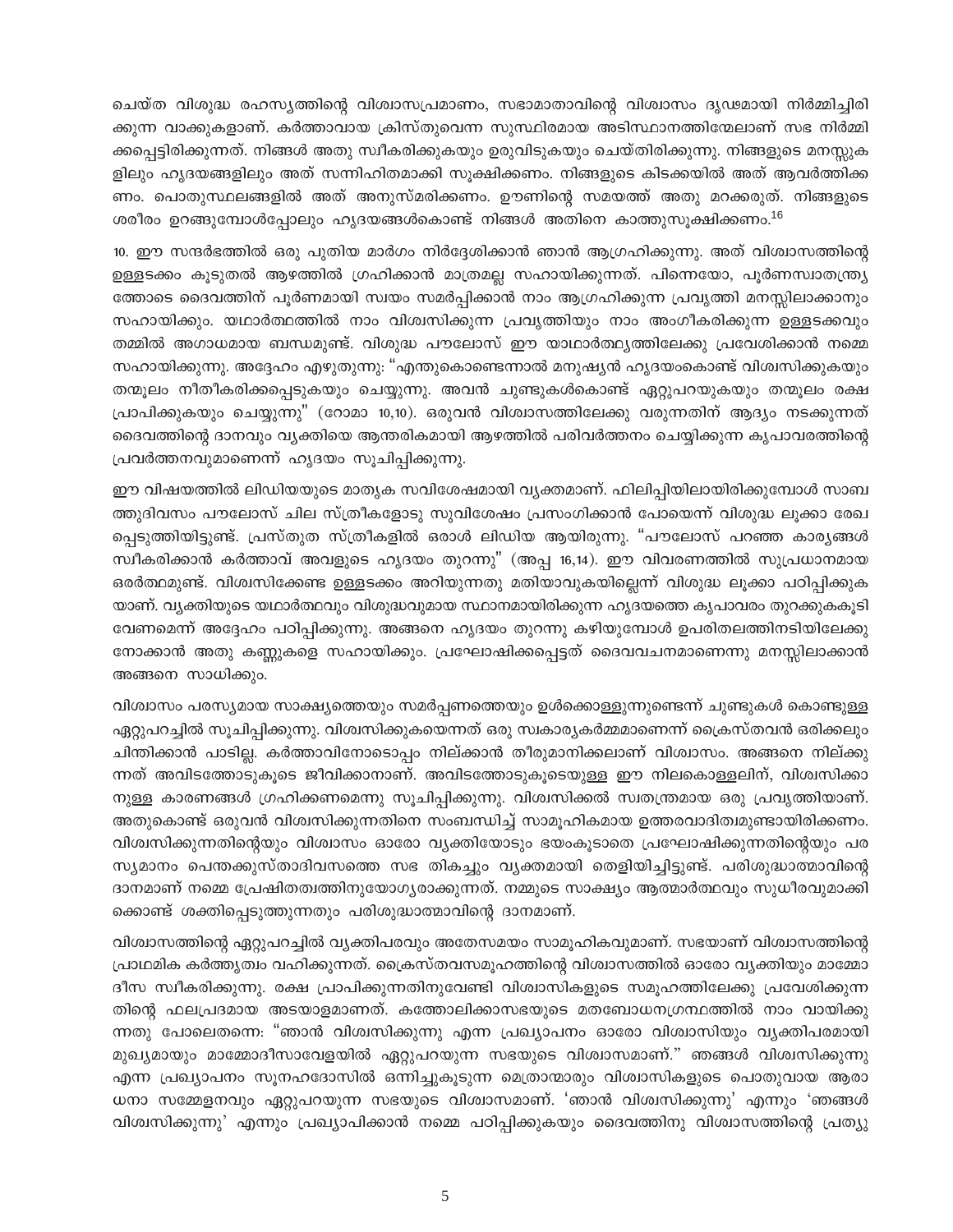ചെയ്ത വിശുദ്ധ രഹസ്യത്തിന്റെ വിശ്വാസപ്രമാണം, സഭാമാതാവിന്റെ വിശ്വാസം ദൃഢമായി നിർമ്മിച്ചിരിക്കുന്ന വാക്കുകളാണ്. കർത്താവായ ക്രിസ്തുവെന്ന സുസ്ഥിരമായ അടിസ്ഥാനത്തിന്മേലാണ് സഭ നിർമ്മിക്കപ്പെട്ടിരിക്കുന്നത്. നിങ്ങൾ അതു സ്വീകരിക്കുകയും ഉരുവിടുകയും ചെയ്തിരിക്കുന്നു. നിങ്ങളുടെ മനസ്സുകളിലും ഹൃദയങ്ങളിലും അത് സന്നിഹിതമാക്കി സൂക്ഷിക്കണം. നിങ്ങളുടെ കിടക്കയിൽ അത് ആവർത്തിക്കണം. പൊതുസ്ഥലങ്ങളിൽ അത് അനുസ്മരിക്കണം. ഊണിന്റെ സമയത്ത് അതു മറക്കരുത്. നിങ്ങളുടെ ശരീരം ഉറങ്ങുമ്പോൾപ്പോലും ഹൃദയങ്ങൾകൊണ്ട് നിങ്ങൾ അതിനെ കാത്തുസൂക്ഷിക്കണം.[16]

10. ഈ സന്ദർഭത്തിൽ ഒരു പുതിയ മാർഗം നിർദ്ദേശിക്കാൻ ഞാൻ ആഗ്രഹിക്കുന്നു. അത് വിശ്വാസത്തിന്റെ ഉള്ളടക്കം കൂടുതൽ ആഴത്തിൽ ഗ്രഹിക്കാൻ മാത്രമല്ല സഹായിക്കുന്നത്. പിന്നെയോ, പൂർണസ്വാതന്ത്ര്യത്തോടെ ദൈവത്തിന് പൂർണമായി സ്വയം സമർപ്പിക്കാൻ നാം ആഗ്രഹിക്കുന്ന പ്രവൃത്തി മനസ്സിലാക്കാനും സഹായിക്കും. യഥാർത്ഥത്തിൽ നാം വിശ്വസിക്കുന്ന പ്രവൃത്തിയും നാം അംഗീകരിക്കുന്ന ഉള്ളടക്കവും തമ്മിൽ അഗാധമായ ബന്ധമുണ്ട്. വിശുദ്ധ പൗലോസ് ഈ യാഥാർത്ഥ്യത്തിലേക്കു പ്രവേശിക്കാൻ നമ്മെ സഹായിക്കുന്നു. അദ്ദേഹം എഴുതുന്നു: "എന്തുകൊണ്ടെന്നാൽ മനുഷ്യൻ ഹൃദയംകൊണ്ട് വിശ്വസിക്കുകയും തന്മൂലം നീതീകരിക്കപ്പെടുകയും ചെയ്യുന്നു. അവൻ ചുണ്ടുകൾകൊണ്ട് ഏറ്റുപറയുകയും തന്മൂലം രക്ഷ പ്രാപിക്കുകയും ചെയ്യുന്നു" (റോമാ 10,10). ഒരുവൻ വിശ്വാസത്തിലേക്കു വരുന്നതിന് ആദ്യം നടക്കുന്നത് ദൈവത്തിന്റെ ദാനവും വ്യക്തിയെ ആന്തരികമായി ആഴത്തിൽ പരിവർത്തനം ചെയ്യിക്കുന്ന കൃപാവരത്തിന്റെ പ്രവർത്തനവുമാണെന്ന് ഹൃദയം സൂചിപ്പിക്കുന്നു.

ഈ വിഷയത്തിൽ ലിഡിയയുടെ മാതൃക സവിശേഷമായി വ്യക്തമാണ്. ഫിലിപ്പിയിലായിരിക്കുമ്പോൾ സാബത്തുദിവസം പൗലോസ് ചില സ്ത്രീകളോടു സുവിശേഷം പ്രസംഗിക്കാൻ പോയെന്ന് വിശുദ്ധ ലൂക്കാ രേഖപ്പെടുത്തിയിട്ടുണ്ട്. പ്രസ്തുത സ്ത്രീകളിൽ ഒരാൾ ലിഡിയ ആയിരുന്നു. "പൗലോസ് പറഞ്ഞ കാര്യങ്ങൾ സ്വീകരിക്കാൻ കർത്താവ് അവളുടെ ഹൃദയം തുറന്നു" (അപ്പ 16,14). ഈ വിവരണത്തിൽ സുപ്രധാനമായ ഒരർത്ഥമുണ്ട്. വിശ്വസിക്കേണ്ട ഉള്ളടക്കം അറിയുന്നതു മതിയാവുകയില്ലെന്ന് വിശുദ്ധ ലൂക്കാ പഠിപ്പിക്കുകയാണ്. വ്യക്തിയുടെ യഥാർത്ഥവും വിശുദ്ധവുമായ സ്ഥാനമായിരിക്കുന്ന ഹൃദയത്തെ കൃപാവരം തുറക്കുകകൂടി വേണമെന്ന് അദ്ദേഹം പഠിപ്പിക്കുന്നു. അങ്ങനെ ഹൃദയം തുറന്നു കഴിയുമ്പോൾ ഉപരിതലത്തിനടിയിലേക്കു നോക്കാൻ അതു കണ്ണുകളെ സഹായിക്കും. പ്രഘോഷിക്കപ്പെട്ടത് ദൈവവചനമാണെന്നു മനസ്സിലാക്കാൻ അങ്ങനെ സാധിക്കും.

വിശ്വാസം പരസ്യമായ സാക്ഷ്യത്തെയും സമർപ്പണത്തെയും ഉൾക്കൊള്ളുന്നുണ്ടെന്ന് ചുണ്ടുകൾ കൊണ്ടുള്ള ഏറ്റുപറച്ചിൽ സൂചിപ്പിക്കുന്നു. വിശ്വസിക്കുകയെന്നത് ഒരു സ്വകാര്യകർമ്മമാണെന്ന് ക്രൈസ്തവൻ ഒരിക്കലും ചിന്തിക്കാൻ പാടില്ല. കർത്താവിനോടൊപ്പം നില്ക്കാൻ തീരുമാനിക്കലാണ് വിശ്വാസം. അങ്ങനെ നില്ക്കുന്നത് അവിടത്തോടുകൂടെ ജീവിക്കാനാണ്. അവിടത്തോടുകൂടെയുള്ള ഈ നിലകൊള്ളലിന്, വിശ്വസിക്കാനുള്ള കാരണങ്ങൾ ഗ്രഹിക്കണമെന്നു സൂചിപ്പിക്കുന്നു. വിശ്വസിക്കൽ സ്വതന്ത്രമായ ഒരു പ്രവൃത്തിയാണ്. അതുകൊണ്ട് ഒരുവൻ വിശ്വസിക്കുന്നതിനെ സംബന്ധിച്ച് സാമൂഹികമായ ഉത്തരവാദിത്വമുണ്ടായിരിക്കണം. വിശ്വസിക്കുന്നതിന്റെയും വിശ്വാസം ഓരോ വ്യക്തിയോടും ഭയംകൂടാതെ പ്രഘോഷിക്കുന്നതിന്റെയും പരസ്യമാനം പെന്തക്കുസ്താദിവസത്തെ സഭ തികച്ചും വ്യക്തമായി തെളിയിച്ചിട്ടുണ്ട്. പരിശുദ്ധാത്മാവിന്റെ ദാനമാണ് നമ്മെ പ്രേഷിതത്വത്തിനുയോഗ്യരാക്കുന്നത്. നമ്മുടെ സാക്ഷ്യം ആത്മാർത്ഥവും സുധീരവുമാക്കിക്കൊണ്ട് ശക്തിപ്പെടുത്തുന്നതും പരിശുദ്ധാത്മാവിന്റെ ദാനമാണ്.

വിശ്വാസത്തിന്റെ ഏറ്റുപറച്ചിൽ വ്യക്തിപരവും അതേസമയം സാമൂഹികവുമാണ്. സഭയാണ് വിശ്വാസത്തിന്റെ പ്രാഥമിക കർത്തൃത്വം വഹിക്കുന്നത്. ക്രൈസ്തവസമൂഹത്തിന്റെ വിശ്വാസത്തിൽ ഓരോ വ്യക്തിയും മാമ്മോദീസ സ്വീകരിക്കുന്നു. രക്ഷ പ്രാപിക്കുന്നതിനുവേണ്ടി വിശ്വാസികളുടെ സമൂഹത്തിലേക്കു പ്രവേശിക്കുന്നതിന്റെ ഫലപ്രദമായ അടയാളമാണത്. കത്തോലിക്കാസഭയുടെ മതബോധനഗ്രന്ഥത്തിൽ നാം വായിക്കുന്നതു പോലെതന്നെ: "ഞാൻ വിശ്വസിക്കുന്നു എന്ന പ്രഖ്യാപനം ഓരോ വിശ്വാസിയും വ്യക്തിപരമായി മുഖ്യമായും മാമ്മോദീസാവേളയിൽ ഏറ്റുപറയുന്ന സഭയുടെ വിശ്വാസമാണ്." ഞങ്ങൾ വിശ്വസിക്കുന്നു എന്ന പ്രഖ്യാപനം സൂനഹദോസിൽ ഒന്നിച്ചുകൂടുന്ന മെത്രാന്മാരും വിശ്വാസികളുടെ പൊതുവായ ആരാധനാ സമ്മേളനവും ഏറ്റുപറയുന്ന സഭയുടെ വിശ്വാസമാണ്. 'ഞാൻ വിശ്വസിക്കുന്നു' എന്നും 'ഞങ്ങൾ വിശ്വസിക്കുന്നു' എന്നും പ്രഖ്യാപിക്കാൻ നമ്മെ പഠിപ്പിക്കുകയും ദൈവത്തിനു വിശ്വാസത്തിന്റെ പ്രത്യു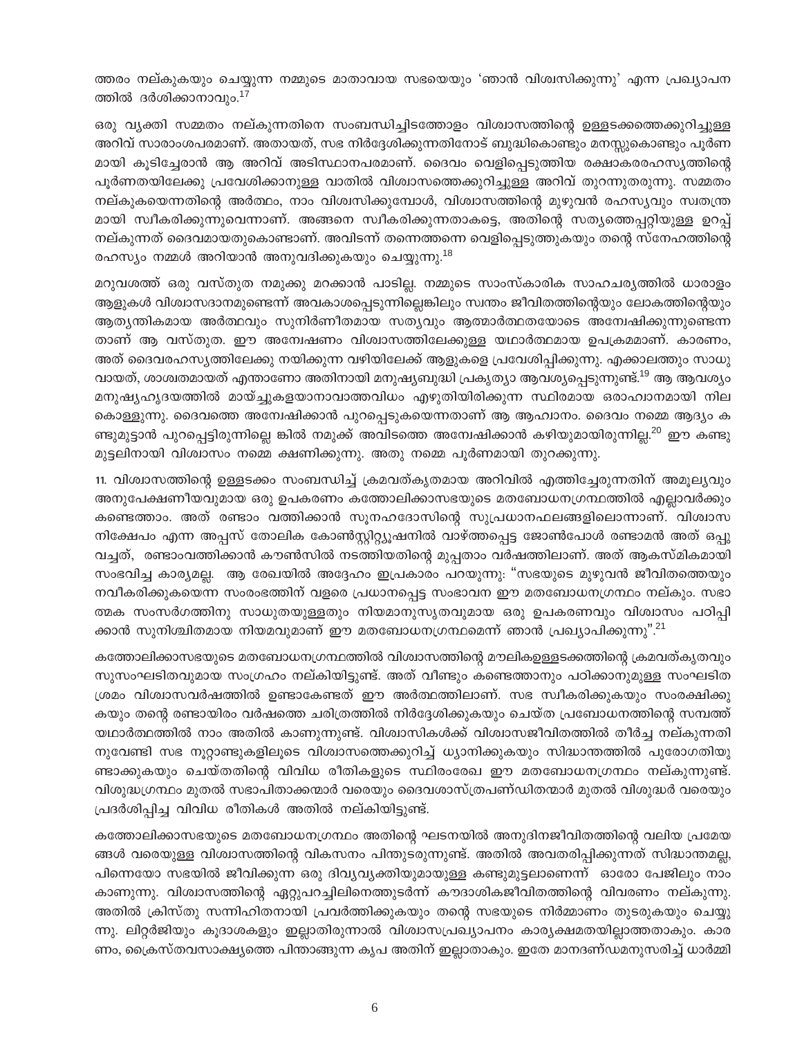ത്തരം നല്കുകയും ചെയ്യുന്ന നമ്മുടെ മാതാവായ സഭയെയും 'ഞാൻ വിശ്വസിക്കുന്നു' എന്ന പ്രഖ്യാപനത്തിൽ ദർശിക്കാനാവും.[17]

ഒരു വ്യക്തി സമ്മതം നല്കുന്നതിനെ സംബന്ധിച്ചിടത്തോളം വിശ്വാസത്തിന്റെ ഉള്ളടക്കത്തെക്കുറിച്ചുള്ള അറിവ് സാരാംശപരമാണ്. അതായത്, സഭ നിർദ്ദേശിക്കുന്നതിനോട് ബുദ്ധികൊണ്ടും മനസ്സുകൊണ്ടും പൂർണമായി കൂടിച്ചേരാൻ ആ അറിവ് അടിസ്ഥാനപരമാണ്. ദൈവം വെളിപ്പെടുത്തിയ രക്ഷാകരരഹസ്യത്തിന്റെ പൂർണതയിലേക്കു പ്രവേശിക്കാനുള്ള വാതിൽ വിശ്വാസത്തെക്കുറിച്ചുള്ള അറിവ് തുറന്നുതരുന്നു. സമ്മതം നല്കുകയെന്നതിന്റെ അർത്ഥം, നാം വിശ്വസിക്കുമ്പോൾ, വിശ്വാസത്തിന്റെ മുഴുവൻ രഹസ്യവും സ്വതന്ത്രമായി സ്വീകരിക്കുന്നുവെന്നാണ്. അങ്ങനെ സ്വീകരിക്കുന്നതാകട്ടെ, അതിന്റെ സത്യത്തെപ്പറ്റിയുള്ള ഉറപ്പ് നല്കുന്നത് ദൈവമായതുകൊണ്ടാണ്. അവിടന്ന് തന്നെത്തന്നെ വെളിപ്പെടുത്തുകയും തന്റെ സ്നേഹത്തിന്റെ രഹസ്യം നമ്മൾ അറിയാൻ അനുവദിക്കുകയും ചെയ്യുന്നു.[18]

മറുവശത്ത് ഒരു വസ്തുത നമുക്കു മറക്കാൻ പാടില്ല. നമ്മുടെ സാംസ്കാരിക സാഹചര്യത്തിൽ ധാരാളം ആളുകൾ വിശ്വാസദാനമുണ്ടെന്ന് അവകാശപ്പെടുന്നില്ലെങ്കിലും സ്വന്തം ജീവിതത്തിന്റെയും ലോകത്തിന്റെയും ആത്യന്തികമായ അർത്ഥവും സുനിർണീതമായ സത്യവും ആത്മാർത്ഥതയോടെ അന്വേഷിക്കുന്നുണ്ടെന്നതാണ് ആ വസ്തുത. ഈ അന്വേഷണം വിശ്വാസത്തിലേക്കുള്ള യഥാർത്ഥമായ ഉപക്രമമാണ്. കാരണം, അത് ദൈവരഹസ്യത്തിലേക്കു നയിക്കുന്ന വഴിയിലേക്ക് ആളുകളെ പ്രവേശിപ്പിക്കുന്നു. എക്കാലത്തും സാധുവായത്, ശാശ്വതമായത് എന്താണോ അതിനായി മനുഷ്യബുദ്ധി പ്രകൃത്യാ ആവശ്യപ്പെടുന്നുണ്ട്.[19] ആ ആവശ്യം മനുഷ്യഹൃദയത്തിൽ മായ്ച്ചുകളയാനാവാത്തവിധം എഴുതിയിരിക്കുന്ന സ്ഥിരമായ ഒരാഹ്വാനമായി നിലകൊള്ളുന്നു. ദൈവത്തെ അന്വേഷിക്കാൻ പുറപ്പെടുകയെന്നതാണ് ആ ആഹ്വാനം. ദൈവം നമ്മെ ആദ്യം കണ്ടുമുട്ടാൻ പുറപ്പെട്ടിരുന്നില്ലെ ങ്കിൽ നമുക്ക് അവിടത്തെ അന്വേഷിക്കാൻ കഴിയുമായിരുന്നില്ല.[20] ഈ കണ്ടുമുട്ടലിനായി വിശ്വാസം നമ്മെ ക്ഷണിക്കുന്നു. അതു നമ്മെ പൂർണമായി തുറക്കുന്നു.

11. വിശ്വാസത്തിന്റെ ഉള്ളടക്കം സംബന്ധിച്ച് ക്രമവത്കൃതമായ അറിവിൽ എത്തിച്ചേരുന്നതിന് അമൂല്യവും അനുപേക്ഷണീയവുമായ ഒരു ഉപകരണം കത്തോലിക്കാസഭയുടെ മതബോധനഗ്രന്ഥത്തിൽ എല്ലാവർക്കും കണ്ടെത്താം. അത് രണ്ടാം വത്തിക്കാൻ സൂനഹദോസിന്റെ സുപ്രധാനഫലങ്ങളിലൊന്നാണ്. വിശ്വാസ നിക്ഷേപം എന്ന അപ്പസ് തോലിക കോൺസ്റ്റിറ്റ്യൂഷനിൽ വാഴ്ത്തപ്പെട്ട ജോൺപോൾ രണ്ടാമൻ അത് ഒപ്പുവച്ചത്, രണ്ടാംവത്തിക്കാൻ കൗൺസിൽ നടത്തിയതിന്റെ മുപ്പതാം വർഷത്തിലാണ്. അത് ആകസ്മികമായി സംഭവിച്ച കാര്യമല്ല. ആ രേഖയിൽ അദ്ദേഹം ഇപ്രകാരം പറയുന്നു: "സഭയുടെ മുഴുവൻ ജീവിതത്തെയും നവീകരിക്കുകയെന്ന സംരംഭത്തിന് വളരെ പ്രധാനപ്പെട്ട സംഭാവന ഈ മതബോധനഗ്രന്ഥം നല്കും. സഭാത്മക സംസർഗത്തിനു സാധുതയുള്ളതും നിയമാനുസൃതവുമായ ഒരു ഉപകരണവും വിശ്വാസം പഠിപ്പിക്കാൻ സുനിശ്ചിതമായ നിയമവുമാണ് ഈ മതബോധനഗ്രന്ഥമെന്ന് ഞാൻ പ്രഖ്യാപിക്കുന്നു".[21]

കത്തോലിക്കാസഭയുടെ മതബോധനഗ്രന്ഥത്തിൽ വിശ്വാസത്തിന്റെ മൗലികഉള്ളടക്കത്തിന്റെ ക്രമവത്കൃതവും സുസംഘടിതവുമായ സംഗ്രഹം നല്കിയിട്ടുണ്ട്. അത് വീണ്ടും കണ്ടെത്താനും പഠിക്കാനുമുള്ള സംഘടിത ശ്രമം വിശ്വാസവർഷത്തിൽ ഉണ്ടാകേണ്ടത് ഈ അർത്ഥത്തിലാണ്. സഭ സ്വീകരിക്കുകയും സംരക്ഷിക്കുകയും തന്റെ രണ്ടായിരം വർഷത്തെ ചരിത്രത്തിൽ നിർദ്ദേശിക്കുകയും ചെയ്ത പ്രബോധനത്തിന്റെ സമ്പത്ത് യഥാർത്ഥത്തിൽ നാം അതിൽ കാണുന്നുണ്ട്. വിശ്വാസികൾക്ക് വിശ്വാസജീവിതത്തിൽ തീർച്ച നല്കുന്നതിനുവേണ്ടി സഭ നൂറ്റാണ്ടുകളിലൂടെ വിശ്വാസത്തെക്കുറിച്ച് ധ്യാനിക്കുകയും സിദ്ധാന്തത്തിൽ പുരോഗതിയുണ്ടാക്കുകയും ചെയ്തതിന്റെ വിവിധ രീതികളുടെ സ്ഥിരരേഖ ഈ മതബോധനഗ്രന്ഥം നല്കുന്നുണ്ട്. വിശുദ്ധഗ്രന്ഥം മുതൽ സഭാപിതാക്കന്മാർ വരെയും ദൈവശാസ്ത്രപണ്ഡിതന്മാർ മുതൽ വിശുദ്ധർ വരെയും പ്രദർശിപ്പിച്ച വിവിധ രീതികൾ അതിൽ നല്കിയിട്ടുണ്ട്.

കത്തോലിക്കാസഭയുടെ മതബോധനഗ്രന്ഥം അതിന്റെ ഘടനയിൽ അനുദിനജീവിതത്തിന്റെ വലിയ പ്രമേയങ്ങൾ വരെയുള്ള വിശ്വാസത്തിന്റെ വികസനം പിന്തുടരുന്നുണ്ട്. അതിൽ അവതരിപ്പിക്കുന്നത് സിദ്ധാന്തമല്ല, പിന്നെയോ സഭയിൽ ജീവിക്കുന്ന ഒരു ദിവ്യവ്യക്തിയുമായുള്ള കണ്ടുമുട്ടലാണെന്ന് ഓരോ പേജിലും നാം കാണുന്നു. വിശ്വാസത്തിന്റെ ഏറ്റുപറച്ചിലിനെത്തുടർന്ന് കൗദാശികജീവിതത്തിന്റെ വിവരണം നല്കുന്നു. അതിൽ ക്രിസ്തു സന്നിഹിതനായി പ്രവർത്തിക്കുകയും തന്റെ സഭയുടെ നിർമ്മാണം തുടരുകയും ചെയ്യുന്നു. ലിറ്റർജിയും കൂദാശകളും ഇല്ലാതിരുന്നാൽ വിശ്വാസപ്രഖ്യാപനം കാര്യക്ഷമതയില്ലാത്തതാകും. കാരണം, ക്രൈസ്തവസാക്ഷ്യത്തെ പിന്താങ്ങുന്ന കൃപ അതിന് ഇല്ലാതാകും. ഇതേ മാനദണ്ഡമനുസരിച്ച് ധാർമ്മി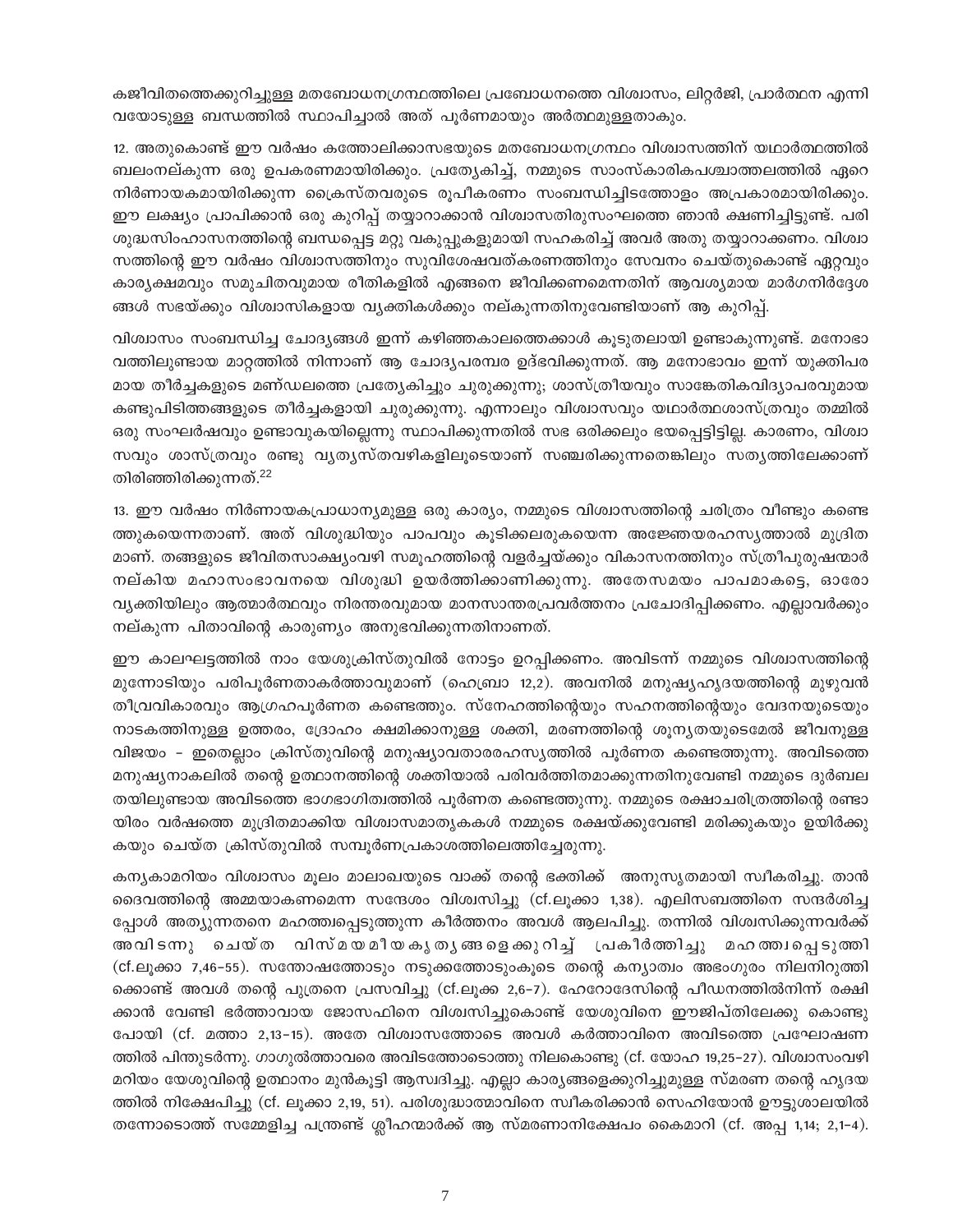കജീവിതത്തെക്കുറിച്ചുള്ള മതബോധനഗ്രന്ഥത്തിലെ പ്രബോധനത്തെ വിശ്വാസം, ലിറ്റർജി, പ്രാർത്ഥന എന്നിവയോടുള്ള ബന്ധത്തിൽ സ്ഥാപിച്ചാൽ അത് പൂർണമായും അർത്ഥമുള്ളതാകും.

12. അതുകൊണ്ട് ഈ വർഷം കത്തോലിക്കാസഭയുടെ മതബോധനഗ്രന്ഥം വിശ്വാസത്തിന് യഥാർത്ഥത്തിൽ ബലംനല്കുന്ന ഒരു ഉപകരണമായിരിക്കും. പ്രത്യേകിച്ച്, നമ്മുടെ സാംസ്കാരികപശ്ചാത്തലത്തിൽ ഏറെ നിർണായകമായിരിക്കുന്ന ക്രൈസ്തവരുടെ രൂപീകരണം സംബന്ധിച്ചിടത്തോളം അപ്രകാരമായിരിക്കും. ഈ ലക്ഷ്യം പ്രാപിക്കാൻ ഒരു കുറിപ്പ് തയ്യാറാക്കാൻ വിശ്വാസതിരുസംഘത്തെ ഞാൻ ക്ഷണിച്ചിട്ടുണ്ട്. പരിശുദ്ധസിംഹാസനത്തിന്റെ ബന്ധപ്പെട്ട മറ്റു വകുപ്പുകളുമായി സഹകരിച്ച് അവർ അതു തയ്യാറാക്കണം. വിശ്വാസത്തിന്റെ ഈ വർഷം വിശ്വാസത്തിനും സുവിശേഷവത്കരണത്തിനും സേവനം ചെയ്തുകൊണ്ട് ഏറ്റവും കാര്യക്ഷമവും സമുചിതവുമായ രീതികളിൽ എങ്ങനെ ജീവിക്കണമെന്നതിന് ആവശ്യമായ മാർഗനിർദ്ദേശങ്ങൾ സഭയ്ക്കും വിശ്വാസികളായ വ്യക്തികൾക്കും നല്കുന്നതിനുവേണ്ടിയാണ് ആ കുറിപ്പ്.

വിശ്വാസം സംബന്ധിച്ച ചോദ്യങ്ങൾ ഇന്ന് കഴിഞ്ഞകാലത്തെക്കാൾ കൂടുതലായി ഉണ്ടാകുന്നുണ്ട്. മനോഭാവത്തിലുണ്ടായ മാറ്റത്തിൽ നിന്നാണ് ആ ചോദ്യപരമ്പര ഉദ്ഭവിക്കുന്നത്. ആ മനോഭാവം ഇന്ന് യുക്തിപരമായ തീർച്ചകളുടെ മണ്ഡലത്തെ പ്രത്യേകിച്ചും ചുരുക്കുന്നു; ശാസ്ത്രീയവും സാങ്കേതികവിദ്യാപരവുമായ കണ്ടുപിടിത്തങ്ങളുടെ തീർച്ചകളായി ചുരുക്കുന്നു. എന്നാലും വിശ്വാസവും യഥാർത്ഥശാസ്ത്രവും തമ്മിൽ ഒരു സംഘർഷവും ഉണ്ടാവുകയില്ലെന്നു സ്ഥാപിക്കുന്നതിൽ സഭ ഒരിക്കലും ഭയപ്പെട്ടിട്ടില്ല. കാരണം, വിശ്വാസവും ശാസ്ത്രവും രണ്ടു വ്യത്യസ്തവഴികളിലൂടെയാണ് സഞ്ചരിക്കുന്നതെങ്കിലും സത്യത്തിലേക്കാണ് തിരിഞ്ഞിരിക്കുന്നത്.[22]

13. ഈ വർഷം നിർണായകപ്രാധാന്യമുള്ള ഒരു കാര്യം, നമ്മുടെ വിശ്വാസത്തിന്റെ ചരിത്രം വീണ്ടും കണ്ടെത്തുകയെന്നതാണ്. അത് വിശുദ്ധിയും പാപവും കൂടിക്കലരുകയെന്ന അജ്ഞേയരഹസ്യത്താൽ മുദ്രിതമാണ്. തങ്ങളുടെ ജീവിതസാക്ഷ്യംവഴി സമൂഹത്തിന്റെ വളർച്ചയ്ക്കും വികാസനത്തിനും സ്ത്രീപുരുഷന്മാർ നല്കിയ മഹാസംഭാവനയെ വിശുദ്ധി ഉയർത്തിക്കാണിക്കുന്നു. അതേസമയം പാപമാകട്ടെ, ഓരോ വ്യക്തിയിലും ആത്മാർത്ഥവും നിരന്തരവുമായ മാനസാന്തരപ്രവർത്തനം പ്രചോദിപ്പിക്കണം. എല്ലാവർക്കും നല്കുന്ന പിതാവിന്റെ കാരുണ്യം അനുഭവിക്കുന്നതിനാണത്.

ഈ കാലഘട്ടത്തിൽ നാം യേശുക്രിസ്തുവിൽ നോട്ടം ഉറപ്പിക്കണം. അവിടന്ന് നമ്മുടെ വിശ്വാസത്തിന്റെ മുന്നോടിയും പരിപൂർണതാകർത്താവുമാണ് (ഹെബ്രാ 12,2). അവനിൽ മനുഷ്യഹൃദയത്തിന്റെ മുഴുവൻ തീവ്രവികാരവും ആഗ്രഹപൂർണത കണ്ടെത്തും. സ്നേഹത്തിന്റെയും സഹനത്തിന്റെയും വേദനയുടെയും നാടകത്തിനുള്ള ഉത്തരം, ദ്രോഹം ക്ഷമിക്കാനുള്ള ശക്തി, മരണത്തിന്റെ ശൂന്യതയുടെമേൽ ജീവനുള്ള വിജയം - ഇതെല്ലാം ക്രിസ്തുവിന്റെ മനുഷ്യാവതാരരഹസ്യത്തിൽ പൂർണത കണ്ടെത്തുന്നു. അവിടത്തെ മനുഷ്യനാകലിൽ തന്റെ ഉത്ഥാനത്തിന്റെ ശക്തിയാൽ പരിവർത്തിതമാക്കുന്നതിനുവേണ്ടി നമ്മുടെ ദുർബലതയിലുണ്ടായ അവിടത്തെ ഭാഗഭാഗിത്വത്തിൽ പൂർണത കണ്ടെത്തുന്നു. നമ്മുടെ രക്ഷാചരിത്രത്തിന്റെ രണ്ടായിരം വർഷത്തെ മുദ്രിതമാക്കിയ വിശ്വാസമാതൃകകൾ നമ്മുടെ രക്ഷയ്ക്കുവേണ്ടി മരിക്കുകയും ഉയിർക്കുകയും ചെയ്ത ക്രിസ്തുവിൽ സമ്പൂർണപ്രകാശത്തിലെത്തിച്ചേരുന്നു.

കന്യകാമറിയം വിശ്വാസം മൂലം മാലാഖയുടെ വാക്ക് തന്റെ ഭക്തിക്ക് അനുസൃതമായി സ്വീകരിച്ചു. താൻ ദൈവത്തിന്റെ അമ്മയാകണമെന്ന സന്ദേശം വിശ്വസിച്ചു (cf.ലൂക്കാ 1,38). എലിസബത്തിനെ സന്ദർശിച്ചപ്പോൾ അത്യുന്നതനെ മഹത്ത്വപ്പെടുത്തുന്ന കീർത്തനം അവൾ ആലപിച്ചു. തന്നിൽ വിശ്വസിക്കുന്നവർക്ക് അവിടന്നു ചെയ്ത വിസ്മയമീയകൃത്യങ്ങളെക്കുറിച്ച് പ്രകീർത്തിച്ചു മഹത്ത്വപ്പെടുത്തി (cf.ലൂക്കാ 7,46-55). സന്തോഷത്തോടും നടുക്കത്തോടുംകൂടെ തന്റെ കന്യാത്വം അഭംഗുരം നിലനിറുത്തിക്കൊണ്ട് അവൾ തന്റെ പുത്രനെ പ്രസവിച്ചു (cf.ലൂക്ക 2,6-7). ഹേറോദേസിന്റെ പീഡനത്തിൽനിന്ന് രക്ഷിക്കാൻ വേണ്ടി ഭർത്താവായ ജോസഫിനെ വിശ്വസിച്ചുകൊണ്ട് യേശുവിനെ ഈജിപ്തിലേക്കു കൊണ്ടുപോയി (cf. മത്താ 2,13-15). അതേ വിശ്വാസത്തോടെ അവൾ കർത്താവിനെ അവിടത്തെ പ്രഘോഷണത്തിൽ പിന്തുടർന്നു. ഗാഗുൽത്താവരെ അവിടത്തോടൊത്തു നിലകൊണ്ടു (cf. യോഹ 19,25-27). വിശ്വാസംവഴി മറിയം യേശുവിന്റെ ഉത്ഥാനം മുൻകൂട്ടി ആസ്വദിച്ചു. എല്ലാ കാര്യങ്ങളെക്കുറിച്ചുമുള്ള സ്മരണ തന്റെ ഹൃദയത്തിൽ നിക്ഷേപിച്ചു (cf. ലൂക്കാ 2,19, 51). പരിശുദ്ധാത്മാവിനെ സ്വീകരിക്കാൻ സെഹിയോൻ ഊട്ടുശാലയിൽ തന്നോടൊത്ത് സമ്മേളിച്ച പന്ത്രണ്ട് ശ്ലീഹന്മാർക്ക് ആ സ്മരണാനിക്ഷേപം കൈമാറി (cf. അപ്പ 1,14; 2,1-4).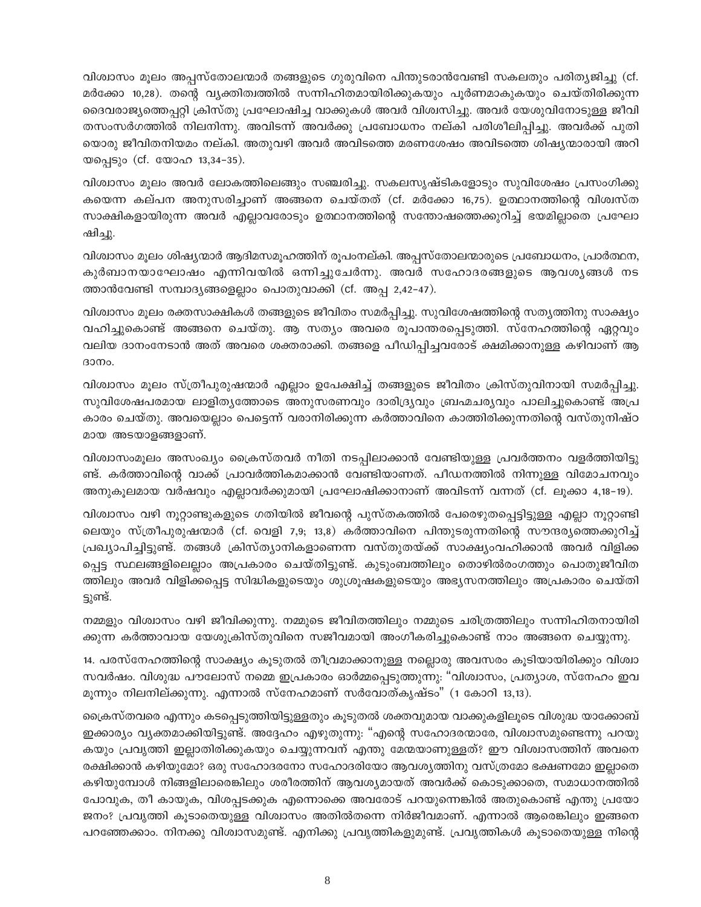വിശ്വാസം മൂലം അപ്പസ്തോലന്മാർ തങ്ങളുടെ ഗുരുവിനെ പിന്തുടരാൻവേണ്ടി സകലതും പരിത്യജിച്ചു (cf. മർക്കോ 10,28). തന്റെ വ്യക്തിത്വത്തിൽ സന്നിഹിതമായിരിക്കുകയും പൂർണമാകുകയും ചെയ്തിരിക്കുന്ന ദൈവരാജ്യത്തെപ്പറ്റി ക്രിസ്തു പ്രഘോഷിച്ച വാക്കുകൾ അവർ വിശ്വസിച്ചു. അവർ യേശുവിനോടുള്ള ജീവിതസംസർഗത്തിൽ നിലനിന്നു. അവിടന്ന് അവർക്കു പ്രബോധനം നല്കി പരിശീലിപ്പിച്ചു. അവർക്ക് പുതിയൊരു ജീവിതനിയമം നല്കി. അതുവഴി അവർ അവിടത്തെ മരണശേഷം അവിടത്തെ ശിഷ്യന്മാരായി അറിയപ്പെടും (cf. യോഹ 13,34–35).

വിശ്വാസം മൂലം അവർ ലോകത്തിലെങ്ങും സഞ്ചരിച്ചു. സകലസൃഷ്ടികളോടും സുവിശേഷം പ്രസംഗിക്കുകയെന്ന കല്പന അനുസരിച്ചാണ് അങ്ങനെ ചെയ്തത് (cf. മർക്കോ 16,75). ഉത്ഥാനത്തിന്റെ വിശ്വസ്ത സാക്ഷികളായിരുന്ന അവർ എല്ലാവരോടും ഉത്ഥാനത്തിന്റെ സന്തോഷത്തെക്കുറിച്ച് ഭയമില്ലാതെ പ്രഘോഷിച്ചു.

വിശ്വാസം മൂലം ശിഷ്യന്മാർ ആദിമസമൂഹത്തിന് രൂപംനല്കി. അപ്പസ്തോലന്മാരുടെ പ്രബോധനം, പ്രാർത്ഥന, കുർബാനയാഘോഷം എന്നിവയിൽ ഒന്നിച്ചുചേർന്നു. അവർ സഹോദരങ്ങളുടെ ആവശ്യങ്ങൾ നടത്താൻവേണ്ടി സമ്പാദ്യങ്ങളെല്ലാം പൊതുവാക്കി (cf. അപ്പ 2,42–47).

വിശ്വാസം മൂലം രക്തസാക്ഷികൾ തങ്ങളുടെ ജീവിതം സമർപ്പിച്ചു. സുവിശേഷത്തിന്റെ സത്യത്തിനു സാക്ഷ്യം വഹിച്ചുകൊണ്ട് അങ്ങനെ ചെയ്തു. ആ സത്യം അവരെ രൂപാന്തരപ്പെടുത്തി. സ്നേഹത്തിന്റെ ഏറ്റവും വലിയ ദാനംനേടാൻ അത് അവരെ ശക്തരാക്കി. തങ്ങളെ പീഡിപ്പിച്ചവരോട് ക്ഷമിക്കാനുള്ള കഴിവാണ് ആ ദാനം.

വിശ്വാസം മൂലം സ്ത്രീപുരുഷന്മാർ എല്ലാം ഉപേക്ഷിച്ച് തങ്ങളുടെ ജീവിതം ക്രിസ്തുവിനായി സമർപ്പിച്ചു. സുവിശേഷപരമായ ലാളിത്യത്തോടെ അനുസരണവും ദാരിദ്ര്യവും ബ്രഹ്മചര്യവും പാലിച്ചുകൊണ്ട് അപ്രകാരം ചെയ്തു. അവയെല്ലാം പെട്ടെന്ന് വരാനിരിക്കുന്ന കർത്താവിനെ കാത്തിരിക്കുന്നതിന്റെ വസ്തുനിഷ്ഠമായ അടയാളങ്ങളാണ്.

വിശ്വാസംമൂലം അസംഖ്യം ക്രൈസ്തവർ നീതി നടപ്പിലാക്കാൻ വേണ്ടിയുള്ള പ്രവർത്തനം വളർത്തിയിട്ടുണ്ട്. കർത്താവിന്റെ വാക്ക് പ്രാവർത്തികമാക്കാൻ വേണ്ടിയാണത്. പീഡനത്തിൽ നിന്നുള്ള വിമോചനവും അനുകൂലമായ വർഷവും എല്ലാവർക്കുമായി പ്രഘോഷിക്കാനാണ് അവിടന്ന് വന്നത് (cf. ലൂക്കാ 4,18–19).

വിശ്വാസം വഴി നൂറ്റാണ്ടുകളുടെ ഗതിയിൽ ജീവന്റെ പുസ്തകത്തിൽ പേരെഴുതപ്പെട്ടിട്ടുള്ള എല്ലാ നൂറ്റാണ്ടിലെയും സ്ത്രീപുരുഷന്മാർ (cf. വെളി 7,9; 13,8) കർത്താവിനെ പിന്തുടരുന്നതിന്റെ സൗന്ദര്യത്തെക്കുറിച്ച് പ്രഖ്യാപിച്ചിട്ടുണ്ട്. തങ്ങൾ ക്രിസ്ത്യാനികളാണെന്ന വസ്തുതയ്ക്ക് സാക്ഷ്യംവഹിക്കാൻ അവർ വിളിക്കപ്പെട്ട സ്ഥലങ്ങളിലെല്ലാം അപ്രകാരം ചെയ്തിട്ടുണ്ട്. കുടുംബത്തിലും തൊഴിൽരംഗത്തും പൊതുജീവിതത്തിലും അവർ വിളിക്കപ്പെട്ട സിദ്ധികളുടെയും ശുശ്രൂഷകളുടെയും അഭ്യസനത്തിലും അപ്രകാരം ചെയ്തിട്ടുണ്ട്.

നമ്മളും വിശ്വാസം വഴി ജീവിക്കുന്നു. നമ്മുടെ ജീവിതത്തിലും നമ്മുടെ ചരിത്രത്തിലും സന്നിഹിതനായിരിക്കുന്ന കർത്താവായ യേശുക്രിസ്തുവിനെ സജീവമായി അംഗീകരിച്ചുകൊണ്ട് നാം അങ്ങനെ ചെയ്യുന്നു.

14. പരസ്നേഹത്തിന്റെ സാക്ഷ്യം കൂടുതൽ തീവ്രമാക്കാനുള്ള നല്ലൊരു അവസരം കൂടിയായിരിക്കും വിശ്വാസവർഷം. വിശുദ്ധ പൗലോസ് നമ്മെ ഇപ്രകാരം ഓർമ്മപ്പെടുത്തുന്നു: "വിശ്വാസം, പ്രത്യാശ, സ്നേഹം ഇവ മൂന്നും നിലനില്ക്കുന്നു. എന്നാൽ സ്നേഹമാണ് സർവോത്കൃഷ്ടം" (1 കോറി 13,13).

ക്രൈസ്തവരെ എന്നും കടപ്പെടുത്തിയിട്ടുള്ളതും കൂടുതൽ ശക്തവുമായ വാക്കുകളിലൂടെ വിശുദ്ധ യാക്കോബ് ഇക്കാര്യം വ്യക്തമാക്കിയിട്ടുണ്ട്. അദ്ദേഹം എഴുതുന്നു: "എന്റെ സഹോദരന്മാരേ, വിശ്വാസമുണ്ടെന്നു പറയുകയും പ്രവൃത്തി ഇല്ലാതിരിക്കുകയും ചെയ്യുന്നവന് എന്തു മേന്മയാണുള്ളത്? ഈ വിശ്വാസത്തിന് അവനെ രക്ഷിക്കാൻ കഴിയുമോ? ഒരു സഹോദരനോ സഹോദരിയോ ആവശ്യത്തിനു വസ്ത്രമോ ഭക്ഷണമോ ഇല്ലാതെ കഴിയുമ്പോൾ നിങ്ങളിലാരെങ്കിലും ശരീരത്തിന് ആവശ്യമായത് അവർക്ക് കൊടുക്കാതെ, സമാധാനത്തിൽ പോവുക, തീ കായുക, വിശപ്പടക്കുക എന്നൊക്കെ അവരോട് പറയുന്നെങ്കിൽ അതുകൊണ്ട് എന്തു പ്രയോജനം? പ്രവൃത്തി കൂടാതെയുള്ള വിശ്വാസം അതിൽതന്നെ നിർജീവമാണ്. എന്നാൽ ആരെങ്കിലും ഇങ്ങനെ പറഞ്ഞേക്കാം. നിനക്കു വിശ്വാസമുണ്ട്. എനിക്കു പ്രവൃത്തികളുമുണ്ട്. പ്രവൃത്തികൾ കൂടാതെയുള്ള നിന്റെ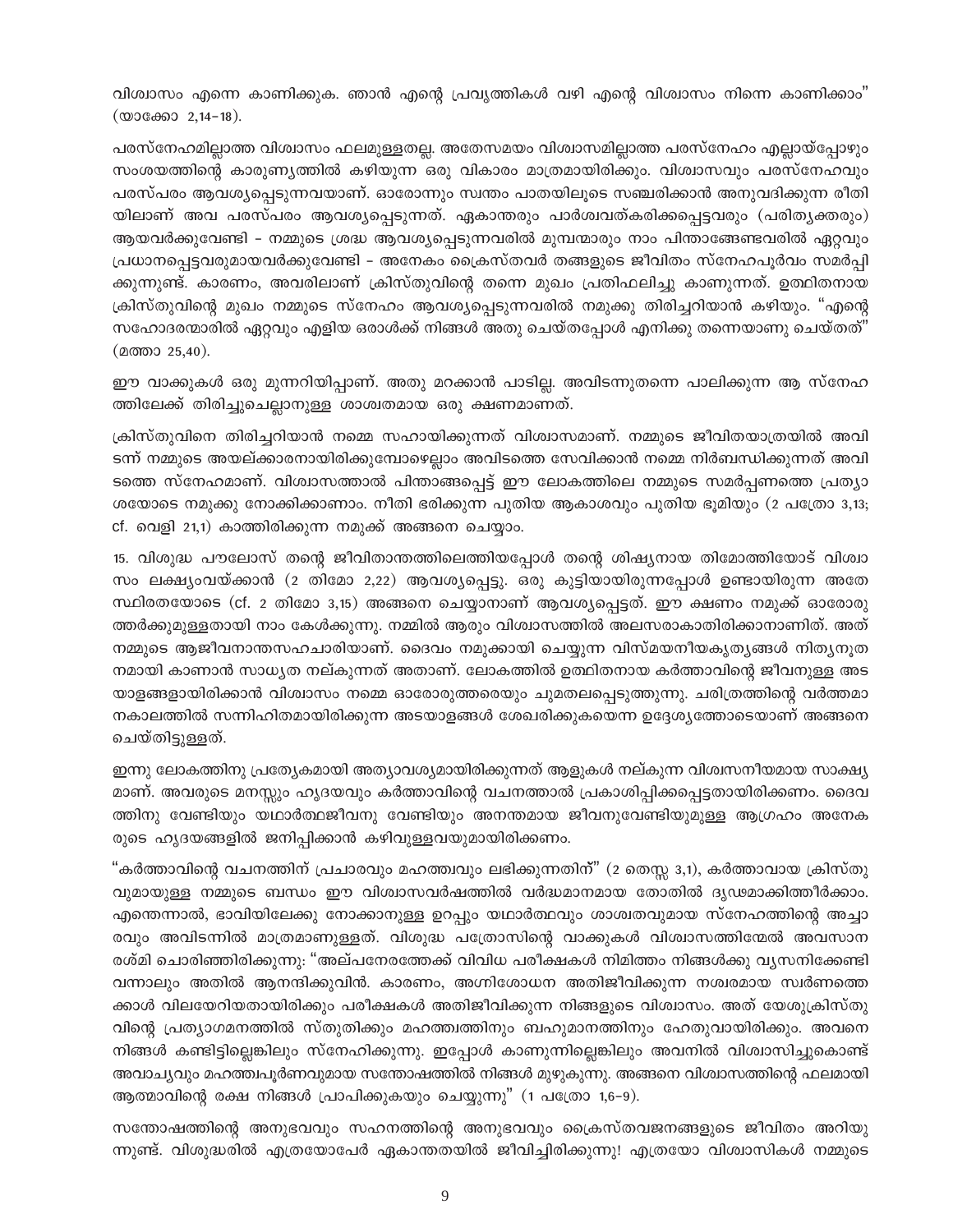വിശ്വാസം എന്നെ കാണിക്കുക. ഞാൻ എന്റെ പ്രവൃത്തികൾ വഴി എന്റെ വിശ്വാസം നിന്നെ കാണിക്കാം" (യാക്കോ 2,14–18).

പരസ്നേഹമില്ലാത്ത വിശ്വാസം ഫലമുള്ളതല്ല. അതേസമയം വിശ്വാസമില്ലാത്ത പരസ്നേഹം എല്ലായ്പ്പോഴും സംശയത്തിന്റെ കാരുണ്യത്തിൽ കഴിയുന്ന ഒരു വികാരം മാത്രമായിരിക്കും. വിശ്വാസവും പരസ്നേഹവും പരസ്പരം ആവശ്യപ്പെടുന്നവയാണ്. ഓരോന്നും സ്വന്തം പാതയിലൂടെ സഞ്ചരിക്കാൻ അനുവദിക്കുന്ന രീതിയിലാണ് അവ പരസ്പരം ആവശ്യപ്പെടുന്നത്. ഏകാന്തരും പാർശ്വവത്കരിക്കപ്പെട്ടവരും (പരിത്യക്തരും) ആയവർക്കുവേണ്ടി – നമ്മുടെ ശ്രദ്ധ ആവശ്യപ്പെടുന്നവരിൽ മുമ്പന്മാരും നാം പിന്താങ്ങേണ്ടവരിൽ ഏറ്റവും പ്രധാനപ്പെട്ടവരുമായവർക്കുവേണ്ടി – അനേകം ക്രൈസ്തവർ തങ്ങളുടെ ജീവിതം സ്നേഹപൂർവം സമർപ്പിക്കുന്നുണ്ട്. കാരണം, അവരിലാണ് ക്രിസ്തുവിന്റെ തന്നെ മുഖം പ്രതിഫലിച്ചു കാണുന്നത്. ഉത്ഥിതനായ ക്രിസ്തുവിന്റെ മുഖം നമ്മുടെ സ്നേഹം ആവശ്യപ്പെടുന്നവരിൽ നമുക്കു തിരിച്ചറിയാൻ കഴിയും. "എന്റെ സഹോദരന്മാരിൽ ഏറ്റവും എളിയ ഒരാൾക്ക് നിങ്ങൾ അതു ചെയ്തപ്പോൾ എനിക്കു തന്നെയാണു ചെയ്തത്" (മത്താ 25,40).

ഈ വാക്കുകൾ ഒരു മുന്നറിയിപ്പാണ്. അതു മറക്കാൻ പാടില്ല. അവിടന്നുതന്നെ പാലിക്കുന്ന ആ സ്നേഹത്തിലേക്ക് തിരിച്ചുചെല്ലാനുള്ള ശാശ്വതമായ ഒരു ക്ഷണമാണത്.

ക്രിസ്തുവിനെ തിരിച്ചറിയാൻ നമ്മെ സഹായിക്കുന്നത് വിശ്വാസമാണ്. നമ്മുടെ ജീവിതയാത്രയിൽ അവിടന്ന് നമ്മുടെ അയല്ക്കാരനായിരിക്കുമ്പോഴെല്ലാം അവിടത്തെ സേവിക്കാൻ നമ്മെ നിർബന്ധിക്കുന്നത് അവിടത്തെ സ്നേഹമാണ്. വിശ്വാസത്താൽ പിന്താങ്ങപ്പെട്ട് ഈ ലോകത്തിലെ നമ്മുടെ സമർപ്പണത്തെ പ്രത്യാശയോടെ നമുക്കു നോക്കിക്കാണാം. നീതി ഭരിക്കുന്ന പുതിയ ആകാശവും പുതിയ ഭൂമിയും (2 പത്രോ 3,13; cf. വെളി 21,1) കാത്തിരിക്കുന്ന നമുക്ക് അങ്ങനെ ചെയ്യാം.

15. വിശുദ്ധ പൗലോസ് തന്റെ ജീവിതാന്തത്തിലെത്തിയപ്പോൾ തന്റെ ശിഷ്യനായ തിമോത്തിയോട് വിശ്വാസം ലക്ഷ്യംവയ്ക്കാൻ (2 തിമോ 2,22) ആവശ്യപ്പെട്ടു. ഒരു കുട്ടിയായിരുന്നപ്പോൾ ഉണ്ടായിരുന്ന അതേ സ്ഥിരതയോടെ (cf. 2 തിമോ 3,15) അങ്ങനെ ചെയ്യാനാണ് ആവശ്യപ്പെട്ടത്. ഈ ക്ഷണം നമുക്ക് ഓരോരുത്തർക്കുമുള്ളതായി നാം കേൾക്കുന്നു. നമ്മിൽ ആരും വിശ്വാസത്തിൽ അലസരാകാതിരിക്കാനാണിത്. അത് നമ്മുടെ ആജീവനാന്തസഹചാരിയാണ്. ദൈവം നമുക്കായി ചെയ്യുന്ന വിസ്മയനീയകൃത്യങ്ങൾ നിത്യനൂതനമായി കാണാൻ സാധ്യത നല്കുന്നത് അതാണ്. ലോകത്തിൽ ഉത്ഥിതനായ കർത്താവിന്റെ ജീവനുള്ള അടയാളങ്ങളായിരിക്കാൻ വിശ്വാസം നമ്മെ ഓരോരുത്തരെയും ചുമതലപ്പെടുത്തുന്നു. ചരിത്രത്തിന്റെ വർത്തമാനകാലത്തിൽ സന്നിഹിതമായിരിക്കുന്ന അടയാളങ്ങൾ ശേഖരിക്കുകയെന്ന ഉദ്ദേശ്യത്തോടെയാണ് അങ്ങനെ ചെയ്തിട്ടുള്ളത്.

ഇന്നു ലോകത്തിനു പ്രത്യേകമായി അത്യാവശ്യമായിരിക്കുന്നത് ആളുകൾ നല്കുന്ന വിശ്വസനീയമായ സാക്ഷ്യമാണ്. അവരുടെ മനസ്സും ഹൃദയവും കർത്താവിന്റെ വചനത്താൽ പ്രകാശിപ്പിക്കപ്പെട്ടതായിരിക്കണം. ദൈവത്തിനു വേണ്ടിയും യഥാർത്ഥജീവനു വേണ്ടിയും അനന്തമായ ജീവനുവേണ്ടിയുമുള്ള ആഗ്രഹം അനേകരുടെ ഹൃദയങ്ങളിൽ ജനിപ്പിക്കാൻ കഴിവുള്ളവയുമായിരിക്കണം.

"കർത്താവിന്റെ വചനത്തിന് പ്രചാരവും മഹത്ത്വവും ലഭിക്കുന്നതിന്" (2 തെസ്സ 3,1), കർത്താവായ ക്രിസ്തുവുമായുള്ള നമ്മുടെ ബന്ധം ഈ വിശ്വാസവർഷത്തിൽ വർദ്ധമാനമായ തോതിൽ ദൃഢമാക്കിത്തീർക്കാം. എന്തെന്നാൽ, ഭാവിയിലേക്കു നോക്കാനുള്ള ഉറപ്പും യഥാർത്ഥവും ശാശ്വതവുമായ സ്നേഹത്തിന്റെ അച്ചാരവും അവിടന്നിൽ മാത്രമാണുള്ളത്. വിശുദ്ധ പത്രോസിന്റെ വാക്കുകൾ വിശ്വാസത്തിന്മേൽ അവസാന രശ്മി ചൊരിഞ്ഞിരിക്കുന്നു: "അല്പനേരത്തേക്ക് വിവിധ പരീക്ഷകൾ നിമിത്തം നിങ്ങൾക്കു വ്യസനിക്കേണ്ടി വന്നാലും അതിൽ ആനന്ദിക്കുവിൻ. കാരണം, അഗ്നിശോധന അതിജീവിക്കുന്ന നശ്വരമായ സ്വർണത്തെക്കാൾ വിലയേറിയതായിരിക്കും പരീക്ഷകൾ അതിജീവിക്കുന്ന നിങ്ങളുടെ വിശ്വാസം. അത് യേശുക്രിസ്തുവിന്റെ പ്രത്യാഗമനത്തിൽ സ്തുതിക്കും മഹത്ത്വത്തിനും ബഹുമാനത്തിനും ഹേതുവായിരിക്കും. അവനെ നിങ്ങൾ കണ്ടിട്ടില്ലെങ്കിലും സ്നേഹിക്കുന്നു. ഇപ്പോൾ കാണുന്നില്ലെങ്കിലും അവനിൽ വിശ്വസിച്ചുകൊണ്ട് അവാച്യവും മഹത്ത്വപൂർണവുമായ സന്തോഷത്തിൽ നിങ്ങൾ മുഴുകുന്നു. അങ്ങനെ വിശ്വാസത്തിന്റെ ഫലമായി ആത്മാവിന്റെ രക്ഷ നിങ്ങൾ പ്രാപിക്കുകയും ചെയ്യുന്നു" (1 പത്രോ 1,6–9).

സന്തോഷത്തിന്റെ അനുഭവവും സഹനത്തിന്റെ അനുഭവവും ക്രൈസ്തവജനങ്ങളുടെ ജീവിതം അറിയുന്നുണ്ട്. വിശുദ്ധരിൽ എത്രയോപേർ ഏകാന്തതയിൽ ജീവിച്ചിരിക്കുന്നു! എത്രയോ വിശ്വാസികൾ നമ്മുടെ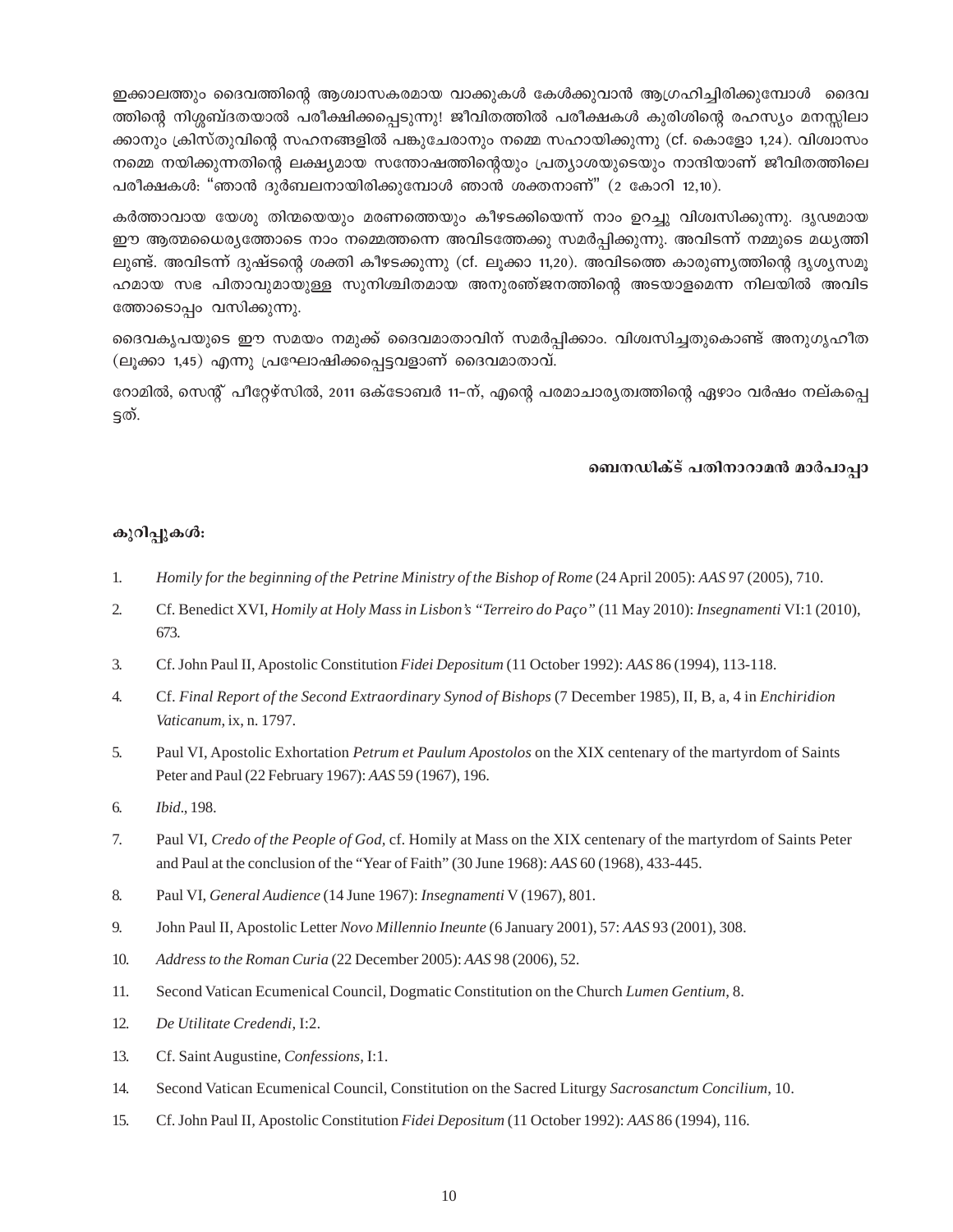ഇക്കാലത്തും ദൈവത്തിന്റെ ആശ്വാസകരമായ വാക്കുകൾ കേൾക്കുവാൻ ആഗ്രഹിച്ചിരിക്കുമ്പോൾ ദൈവത്തിന്റെ നിശ്ശബ്ദതയാൽ പരീക്ഷിക്കപ്പെടുന്നു! ജീവിതത്തിൽ പരീക്ഷകൾ കുരിശിന്റെ രഹസ്യം മനസ്സിലാക്കാനും ക്രിസ്തുവിന്റെ സഹനങ്ങളിൽ പങ്കുചേരാനും നമ്മെ സഹായിക്കുന്നു (cf. കൊളോ 1,24). വിശ്വാസം നമ്മെ നയിക്കുന്നതിന്റെ ലക്ഷ്യമായ സന്തോഷത്തിന്റെയും പ്രത്യാശയുടെയും നാന്ദിയാണ് ജീവിതത്തിലെ പരീക്ഷകൾ: "ഞാൻ ദുർബലനായിരിക്കുമ്പോൾ ഞാൻ ശക്തനാണ്" (2 കോറി 12,10).

കർത്താവായ യേശു തിന്മയെയും മരണത്തെയും കീഴടക്കിയെന്ന് നാം ഉറച്ചു വിശ്വസിക്കുന്നു. ദൃഢമായ ഈ ആത്മധൈര്യത്തോടെ നാം നമ്മെത്തന്നെ അവിടത്തേക്കു സമർപ്പിക്കുന്നു. അവിടന്ന് നമ്മുടെ മധ്യത്തിലുണ്ട്. അവിടന്ന് ദുഷ്ടന്റെ ശക്തി കീഴടക്കുന്നു (cf. ലൂക്കാ 11,20). അവിടത്തെ കാരുണ്യത്തിന്റെ ദൃശ്യസമൂഹമായ സഭ പിതാവുമായുള്ള സുനിശ്ചിതമായ അനുരഞ്ജനത്തിന്റെ അടയാളമെന്ന നിലയിൽ അവിടത്തോടൊപ്പം വസിക്കുന്നു.

ദൈവകൃപയുടെ ഈ സമയം നമുക്ക് ദൈവമാതാവിന് സമർപ്പിക്കാം. വിശ്വസിച്ചതുകൊണ്ട് അനുഗൃഹീത (ലൂക്കാ 1,45) എന്നു പ്രഘോഷിക്കപ്പെട്ടവളാണ് ദൈവമാതാവ്.

റോമിൽ, സെന്റ് പീറ്റേഴ്സിൽ, 2011 ഒക്ടോബർ 11-ന്, എന്റെ പരമാചാര്യത്വത്തിന്റെ ഏഴാം വർഷം നല്കപ്പെട്ടത്.

**ബെനഡിക്ട് പതിനാറാമൻ മാർപാപ്പാ**

**കുറിപ്പുകൾ:**

1. *Homily for the beginning of the Petrine Ministry of the Bishop of Rome* (24 April 2005): *AAS* 97 (2005), 710.
2. Cf. Benedict XVI, *Homily at Holy Mass in Lisbon's "Terreiro do Paço"* (11 May 2010): *Insegnamenti* VI:1 (2010), 673.
3. Cf. John Paul II, Apostolic Constitution *Fidei Depositum* (11 October 1992): *AAS* 86 (1994), 113-118.
4. Cf. *Final Report of the Second Extraordinary Synod of Bishops* (7 December 1985), II, B, a, 4 in *Enchiridion Vaticanum*, ix, n. 1797.
5. Paul VI, Apostolic Exhortation *Petrum et Paulum Apostolos* on the XIX centenary of the martyrdom of Saints Peter and Paul (22 February 1967): *AAS* 59 (1967), 196.
6. *Ibid*., 198.
7. Paul VI, *Credo of the People of God*, cf. Homily at Mass on the XIX centenary of the martyrdom of Saints Peter and Paul at the conclusion of the "Year of Faith" (30 June 1968): *AAS* 60 (1968), 433-445.
8. Paul VI, *General Audience* (14 June 1967): *Insegnamenti* V (1967), 801.
9. John Paul II, Apostolic Letter *Novo Millennio Ineunte* (6 January 2001), 57: *AAS* 93 (2001), 308.
10. *Address to the Roman Curia* (22 December 2005): *AAS* 98 (2006), 52.
11. Second Vatican Ecumenical Council, Dogmatic Constitution on the Church *Lumen Gentium*, 8.
12. *De Utilitate Credendi*, I:2.
13. Cf. Saint Augustine, *Confessions*, I:1.
14. Second Vatican Ecumenical Council, Constitution on the Sacred Liturgy *Sacrosanctum Concilium*, 10.
15. Cf. John Paul II, Apostolic Constitution *Fidei Depositum* (11 October 1992): *AAS* 86 (1994), 116.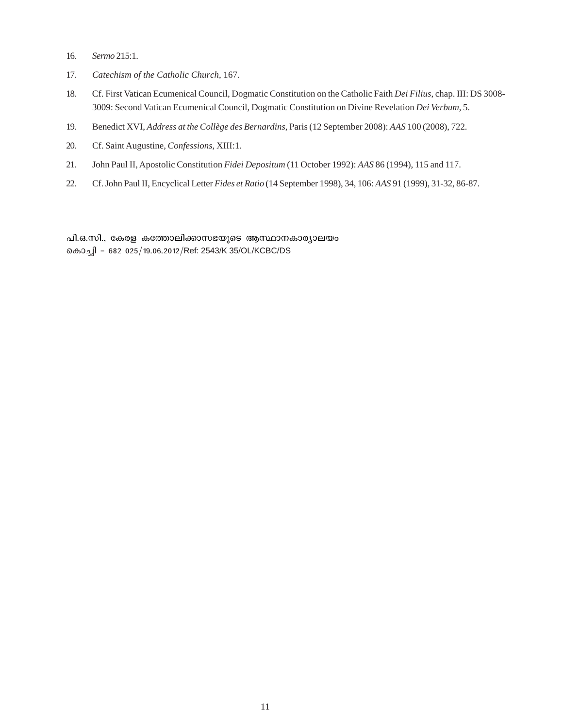16. *Sermo* 215:1.
17. *Catechism of the Catholic Church*, 167.
18. Cf. First Vatican Ecumenical Council, Dogmatic Constitution on the Catholic Faith *Dei Filius*, chap. III: DS 3008-3009: Second Vatican Ecumenical Council, Dogmatic Constitution on Divine Revelation *Dei Verbum*, 5.
19. Benedict XVI, *Address at the Collège des Bernardins*, Paris (12 September 2008): *AAS* 100 (2008), 722.
20. Cf. Saint Augustine, *Confessions*, XIII:1.
21. John Paul II, Apostolic Constitution *Fidei Depositum* (11 October 1992): *AAS* 86 (1994), 115 and 117.
22. Cf. John Paul II, Encyclical Letter *Fides et Ratio* (14 September 1998), 34, 106: *AAS* 91 (1999), 31-32, 86-87.

**പി.ഒ.സി., കേരള കത്തോലിക്കാസഭയുടെ ആസ്ഥാനകാര്യാലയം**
കൊച്ചി – 682 025/19.06.2012/Ref: 2543/K 35/OL/KCBC/DS